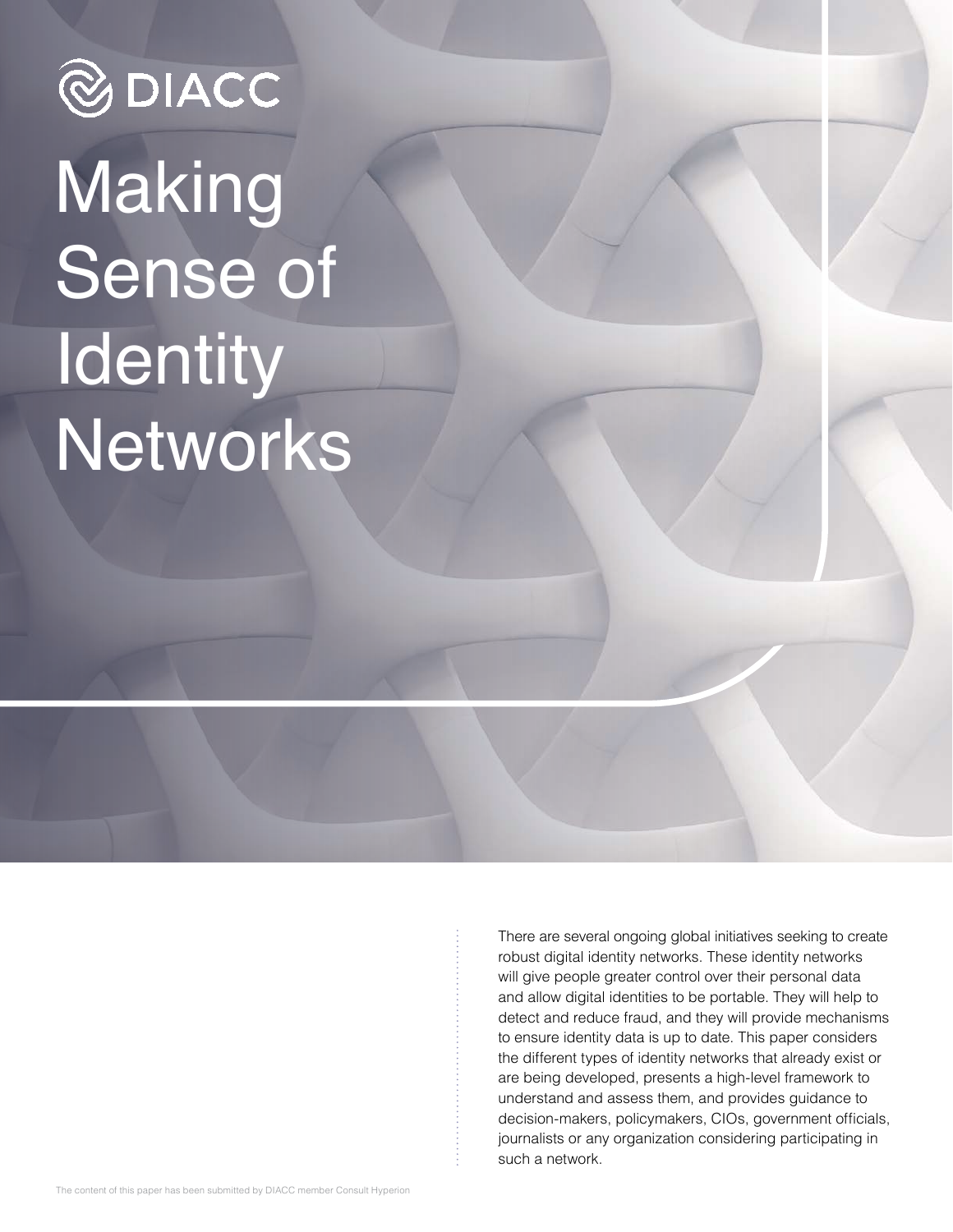DIACC

# Making Sense of Identity Networks

There are several ongoing global initiatives seeking to create robust digital identity networks. These identity networks will give people greater control over their personal data and allow digital identities to be portable. They will help to detect and reduce fraud, and they will provide mechanisms to ensure identity data is up to date. This paper considers the different types of identity networks that already exist or are being developed, presents a high-level framework to understand and assess them, and provides guidance to decision-makers, policymakers, CIOs, government officials, journalists or any organization considering participating in such a network.

The content of this paper has been submitted by DIACC member Consult Hyperion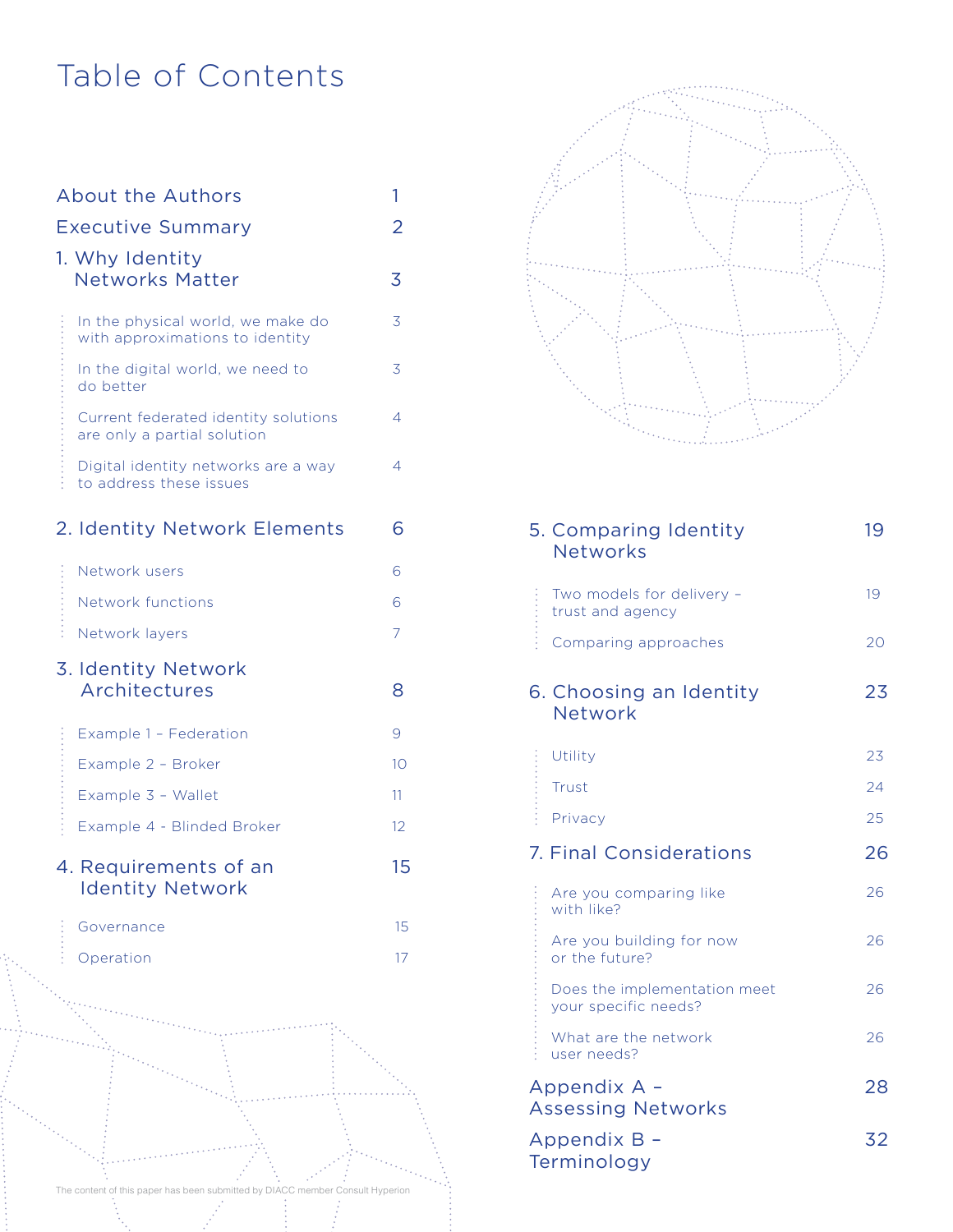# Table of Contents

| | |
|---|---|
| About the Authors | 1 |
| Executive Summary | 2 |
| 1. Why Identity Networks Matter | 3 |
| In the physical world, we make do with approximations to identity | 3 |
| In the digital world, we need to do better | 3 |
| Current federated identity solutions are only a partial solution | 4 |
| Digital identity networks are a way to address these issues | 4 |
| 2. Identity Network Elements | 6 |
| Network users | 6 |
| Network functions | 6 |
| Network layers | 7 |
| 3. Identity Network Architectures | 8 |
| Example 1 – Federation | 9 |
| Example 2 – Broker | 10 |
| Example 3 – Wallet | 11 |
| Example 4 - Blinded Broker | 12 |
| 4. Requirements of an Identity Network | 15 |
| Governance | 15 |
| Operation | 17 |
| 5. Comparing Identity Networks | 19 |
| Two models for delivery – trust and agency | 19 |
| Comparing approaches | 20 |
| 6. Choosing an Identity Network | 23 |
| Utility | 23 |
| Trust | 24 |
| Privacy | 25 |
| 7. Final Considerations | 26 |
| Are you comparing like with like? | 26 |
| Are you building for now or the future? | 26 |
| Does the implementation meet your specific needs? | 26 |
| What are the network user needs? | 26 |
| Appendix A – Assessing Networks | 28 |
| Appendix B – Terminology | 32 |

The content of this paper has been submitted by DIACC member Consult Hyperion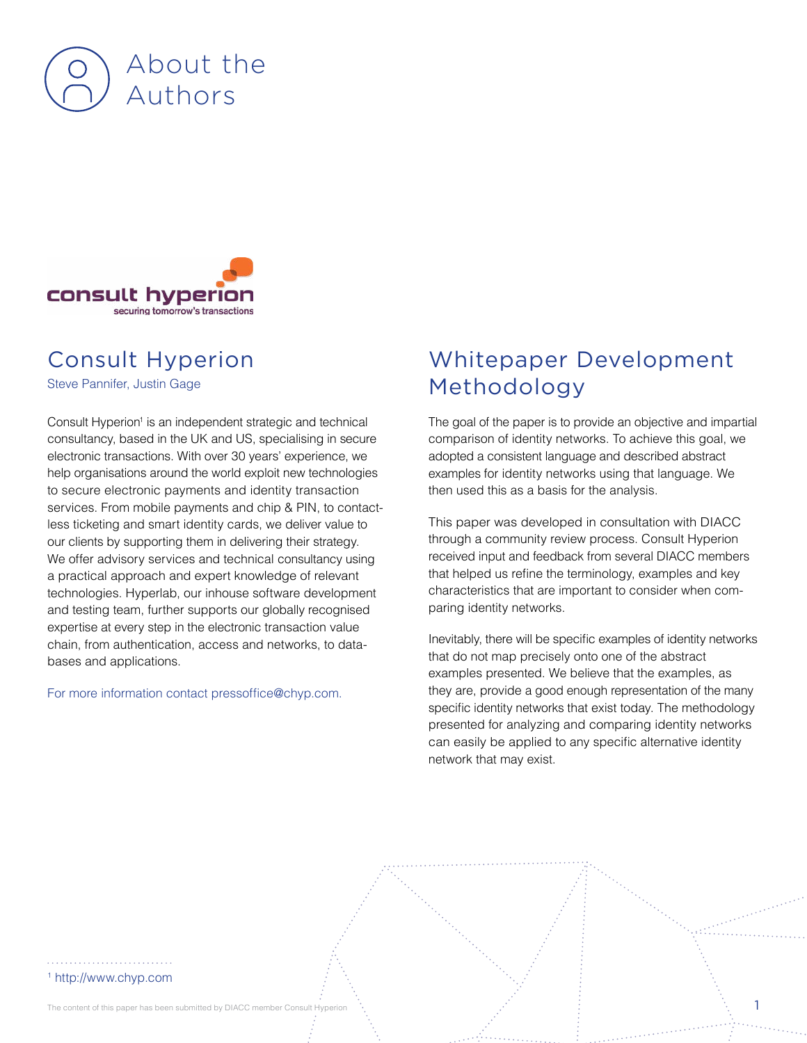# About the Authors

## Consult Hyperion

Steve Pannifer, Justin Gage

Consult Hyperion[1] is an independent strategic and technical consultancy, based in the UK and US, specialising in secure electronic transactions. With over 30 years' experience, we help organisations around the world exploit new technologies to secure electronic payments and identity transaction services. From mobile payments and chip & PIN, to contactless ticketing and smart identity cards, we deliver value to our clients by supporting them in delivering their strategy. We offer advisory services and technical consultancy using a practical approach and expert knowledge of relevant technologies. Hyperlab, our inhouse software development and testing team, further supports our globally recognised expertise at every step in the electronic transaction value chain, from authentication, access and networks, to databases and applications.

For more information contact pressoffice@chyp.com.

## Whitepaper Development Methodology

The goal of the paper is to provide an objective and impartial comparison of identity networks. To achieve this goal, we adopted a consistent language and described abstract examples for identity networks using that language. We then used this as a basis for the analysis.

This paper was developed in consultation with DIACC through a community review process. Consult Hyperion received input and feedback from several DIACC members that helped us refine the terminology, examples and key characteristics that are important to consider when comparing identity networks.

Inevitably, there will be specific examples of identity networks that do not map precisely onto one of the abstract examples presented. We believe that the examples, as they are, provide a good enough representation of the many specific identity networks that exist today. The methodology presented for analyzing and comparing identity networks can easily be applied to any specific alternative identity network that may exist.

[1] http://www.chyp.com

The content of this paper has been submitted by DIACC member Consult Hyperion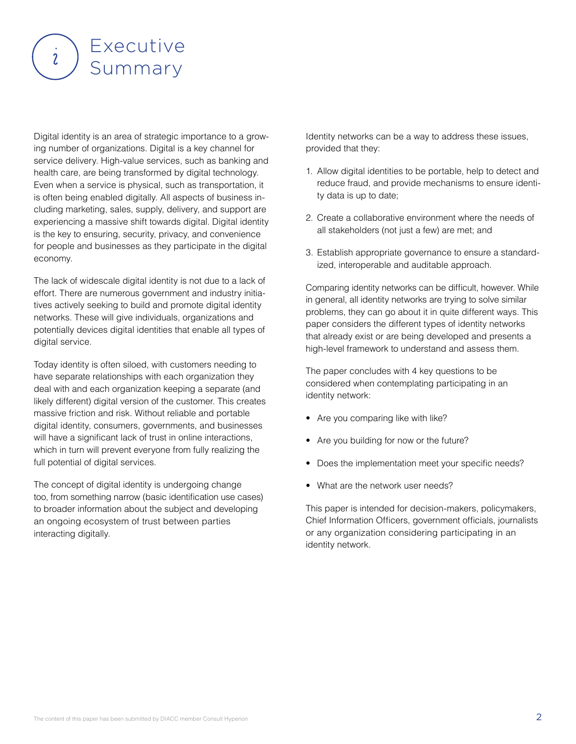# Executive Summary

Digital identity is an area of strategic importance to a growing number of organizations. Digital is a key channel for service delivery. High-value services, such as banking and health care, are being transformed by digital technology. Even when a service is physical, such as transportation, it is often being enabled digitally. All aspects of business including marketing, sales, supply, delivery, and support are experiencing a massive shift towards digital. Digital identity is the key to ensuring, security, privacy, and convenience for people and businesses as they participate in the digital economy.

The lack of widescale digital identity is not due to a lack of effort. There are numerous government and industry initiatives actively seeking to build and promote digital identity networks. These will give individuals, organizations and potentially devices digital identities that enable all types of digital service.

Today identity is often siloed, with customers needing to have separate relationships with each organization they deal with and each organization keeping a separate (and likely different) digital version of the customer. This creates massive friction and risk. Without reliable and portable digital identity, consumers, governments, and businesses will have a significant lack of trust in online interactions, which in turn will prevent everyone from fully realizing the full potential of digital services.

The concept of digital identity is undergoing change too, from something narrow (basic identification use cases) to broader information about the subject and developing an ongoing ecosystem of trust between parties interacting digitally.

Identity networks can be a way to address these issues, provided that they:

1. Allow digital identities to be portable, help to detect and reduce fraud, and provide mechanisms to ensure identity data is up to date;
2. Create a collaborative environment where the needs of all stakeholders (not just a few) are met; and
3. Establish appropriate governance to ensure a standardized, interoperable and auditable approach.

Comparing identity networks can be difficult, however. While in general, all identity networks are trying to solve similar problems, they can go about it in quite different ways. This paper considers the different types of identity networks that already exist or are being developed and presents a high-level framework to understand and assess them.

The paper concludes with 4 key questions to be considered when contemplating participating in an identity network:

- Are you comparing like with like?
- Are you building for now or the future?
- Does the implementation meet your specific needs?
- What are the network user needs?

This paper is intended for decision-makers, policymakers, Chief Information Officers, government officials, journalists or any organization considering participating in an identity network.

The content of this paper has been submitted by DIACC member Consult Hyperion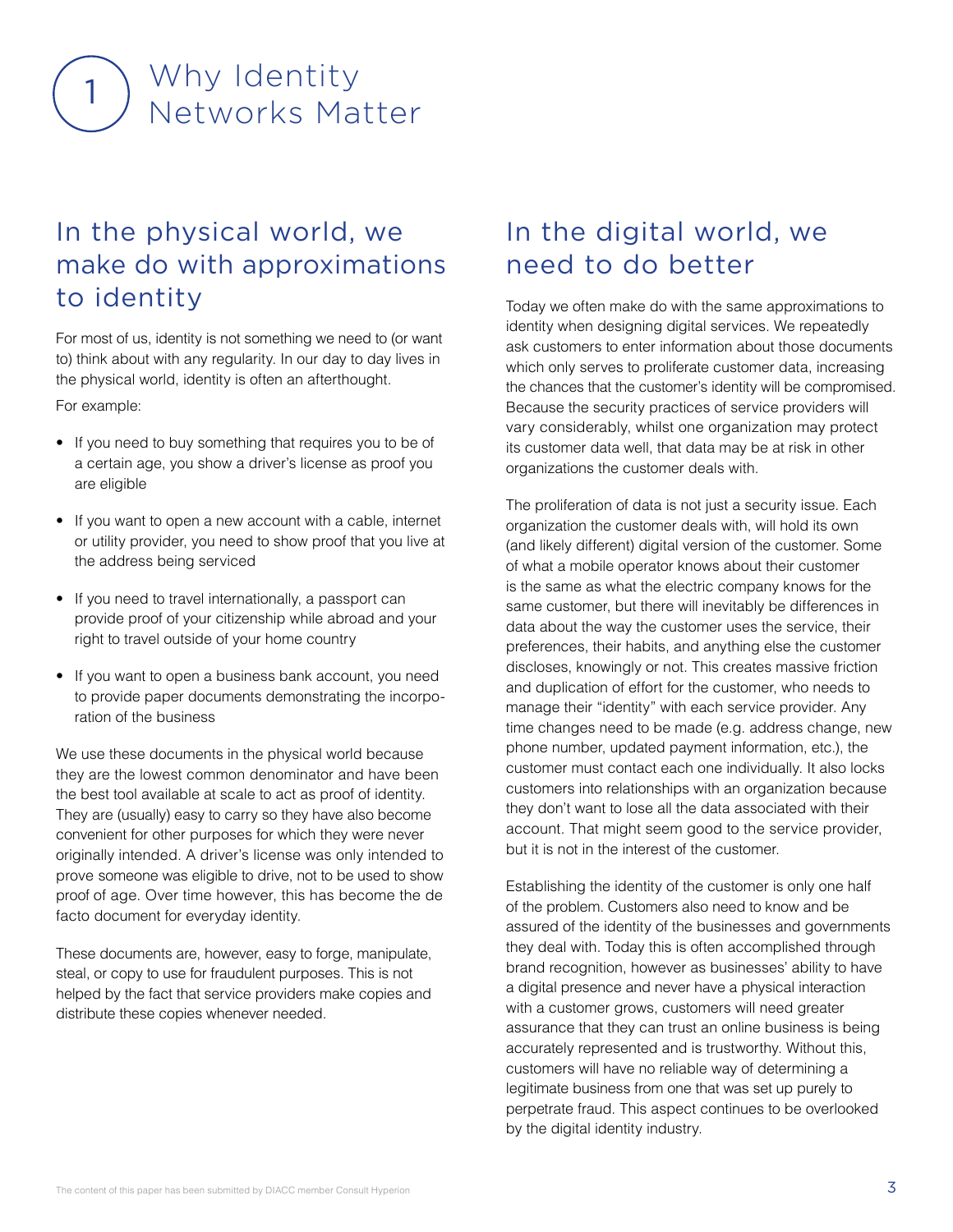# 1 Why Identity Networks Matter

## In the physical world, we make do with approximations to identity

For most of us, identity is not something we need to (or want to) think about with any regularity. In our day to day lives in the physical world, identity is often an afterthought.

For example:

- If you need to buy something that requires you to be of a certain age, you show a driver's license as proof you are eligible
- If you want to open a new account with a cable, internet or utility provider, you need to show proof that you live at the address being serviced
- If you need to travel internationally, a passport can provide proof of your citizenship while abroad and your right to travel outside of your home country
- If you want to open a business bank account, you need to provide paper documents demonstrating the incorporation of the business

We use these documents in the physical world because they are the lowest common denominator and have been the best tool available at scale to act as proof of identity. They are (usually) easy to carry so they have also become convenient for other purposes for which they were never originally intended. A driver's license was only intended to prove someone was eligible to drive, not to be used to show proof of age. Over time however, this has become the de facto document for everyday identity.

These documents are, however, easy to forge, manipulate, steal, or copy to use for fraudulent purposes. This is not helped by the fact that service providers make copies and distribute these copies whenever needed.

## In the digital world, we need to do better

Today we often make do with the same approximations to identity when designing digital services. We repeatedly ask customers to enter information about those documents which only serves to proliferate customer data, increasing the chances that the customer's identity will be compromised. Because the security practices of service providers will vary considerably, whilst one organization may protect its customer data well, that data may be at risk in other organizations the customer deals with.

The proliferation of data is not just a security issue. Each organization the customer deals with, will hold its own (and likely different) digital version of the customer. Some of what a mobile operator knows about their customer is the same as what the electric company knows for the same customer, but there will inevitably be differences in data about the way the customer uses the service, their preferences, their habits, and anything else the customer discloses, knowingly or not. This creates massive friction and duplication of effort for the customer, who needs to manage their "identity" with each service provider. Any time changes need to be made (e.g. address change, new phone number, updated payment information, etc.), the customer must contact each one individually. It also locks customers into relationships with an organization because they don't want to lose all the data associated with their account. That might seem good to the service provider, but it is not in the interest of the customer.

Establishing the identity of the customer is only one half of the problem. Customers also need to know and be assured of the identity of the businesses and governments they deal with. Today this is often accomplished through brand recognition, however as businesses' ability to have a digital presence and never have a physical interaction with a customer grows, customers will need greater assurance that they can trust an online business is being accurately represented and is trustworthy. Without this, customers will have no reliable way of determining a legitimate business from one that was set up purely to perpetrate fraud. This aspect continues to be overlooked by the digital identity industry.

The content of this paper has been submitted by DIACC member Consult Hyperion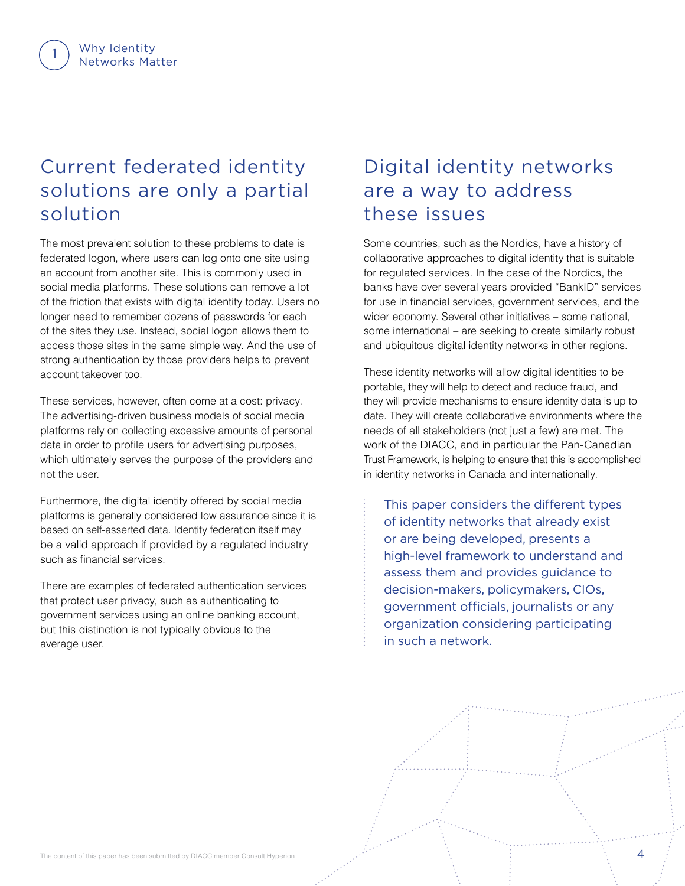## Current federated identity solutions are only a partial solution

The most prevalent solution to these problems to date is federated logon, where users can log onto one site using an account from another site. This is commonly used in social media platforms. These solutions can remove a lot of the friction that exists with digital identity today. Users no longer need to remember dozens of passwords for each of the sites they use. Instead, social logon allows them to access those sites in the same simple way. And the use of strong authentication by those providers helps to prevent account takeover too.

These services, however, often come at a cost: privacy. The advertising-driven business models of social media platforms rely on collecting excessive amounts of personal data in order to profile users for advertising purposes, which ultimately serves the purpose of the providers and not the user.

Furthermore, the digital identity offered by social media platforms is generally considered low assurance since it is based on self-asserted data. Identity federation itself may be a valid approach if provided by a regulated industry such as financial services.

There are examples of federated authentication services that protect user privacy, such as authenticating to government services using an online banking account, but this distinction is not typically obvious to the average user.

## Digital identity networks are a way to address these issues

Some countries, such as the Nordics, have a history of collaborative approaches to digital identity that is suitable for regulated services. In the case of the Nordics, the banks have over several years provided "BankID" services for use in financial services, government services, and the wider economy. Several other initiatives – some national, some international – are seeking to create similarly robust and ubiquitous digital identity networks in other regions.

These identity networks will allow digital identities to be portable, they will help to detect and reduce fraud, and they will provide mechanisms to ensure identity data is up to date. They will create collaborative environments where the needs of all stakeholders (not just a few) are met. The work of the DIACC, and in particular the Pan-Canadian Trust Framework, is helping to ensure that this is accomplished in identity networks in Canada and internationally.

> This paper considers the different types of identity networks that already exist or are being developed, presents a high-level framework to understand and assess them and provides guidance to decision-makers, policymakers, CIOs, government officials, journalists or any organization considering participating in such a network.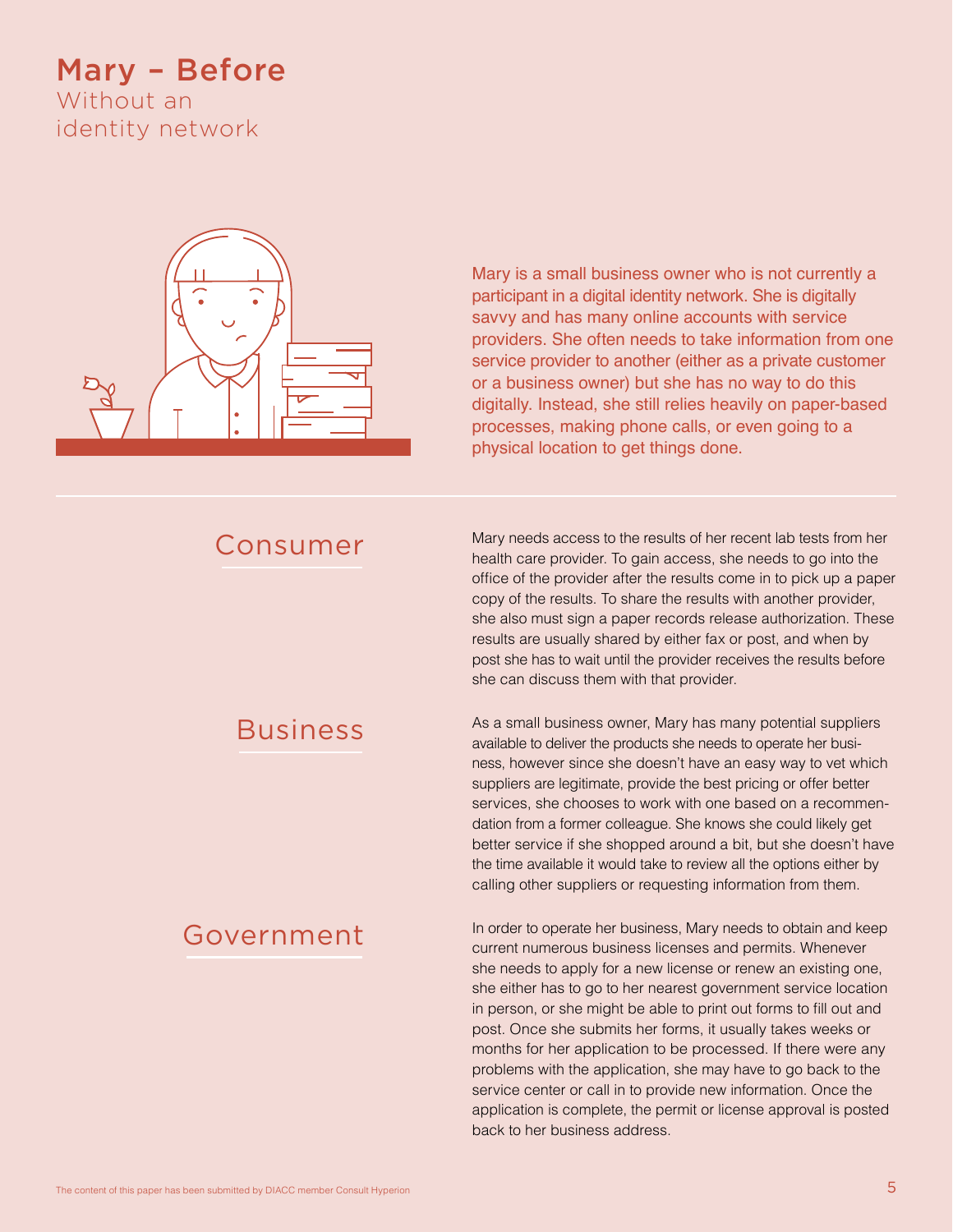# Mary – Before

## Without an identity network

Mary is a small business owner who is not currently a participant in a digital identity network. She is digitally savvy and has many online accounts with service providers. She often needs to take information from one service provider to another (either as a private customer or a business owner) but she has no way to do this digitally. Instead, she still relies heavily on paper-based processes, making phone calls, or even going to a physical location to get things done.

### Consumer

Mary needs access to the results of her recent lab tests from her health care provider. To gain access, she needs to go into the office of the provider after the results come in to pick up a paper copy of the results. To share the results with another provider, she also must sign a paper records release authorization. These results are usually shared by either fax or post, and when by post she has to wait until the provider receives the results before she can discuss them with that provider.

### Business

As a small business owner, Mary has many potential suppliers available to deliver the products she needs to operate her business, however since she doesn't have an easy way to vet which suppliers are legitimate, provide the best pricing or offer better services, she chooses to work with one based on a recommendation from a former colleague. She knows she could likely get better service if she shopped around a bit, but she doesn't have the time available it would take to review all the options either by calling other suppliers or requesting information from them.

### Government

In order to operate her business, Mary needs to obtain and keep current numerous business licenses and permits. Whenever she needs to apply for a new license or renew an existing one, she either has to go to her nearest government service location in person, or she might be able to print out forms to fill out and post. Once she submits her forms, it usually takes weeks or months for her application to be processed. If there were any problems with the application, she may have to go back to the service center or call in to provide new information. Once the application is complete, the permit or license approval is posted back to her business address.

The content of this paper has been submitted by DIACC member Consult Hyperion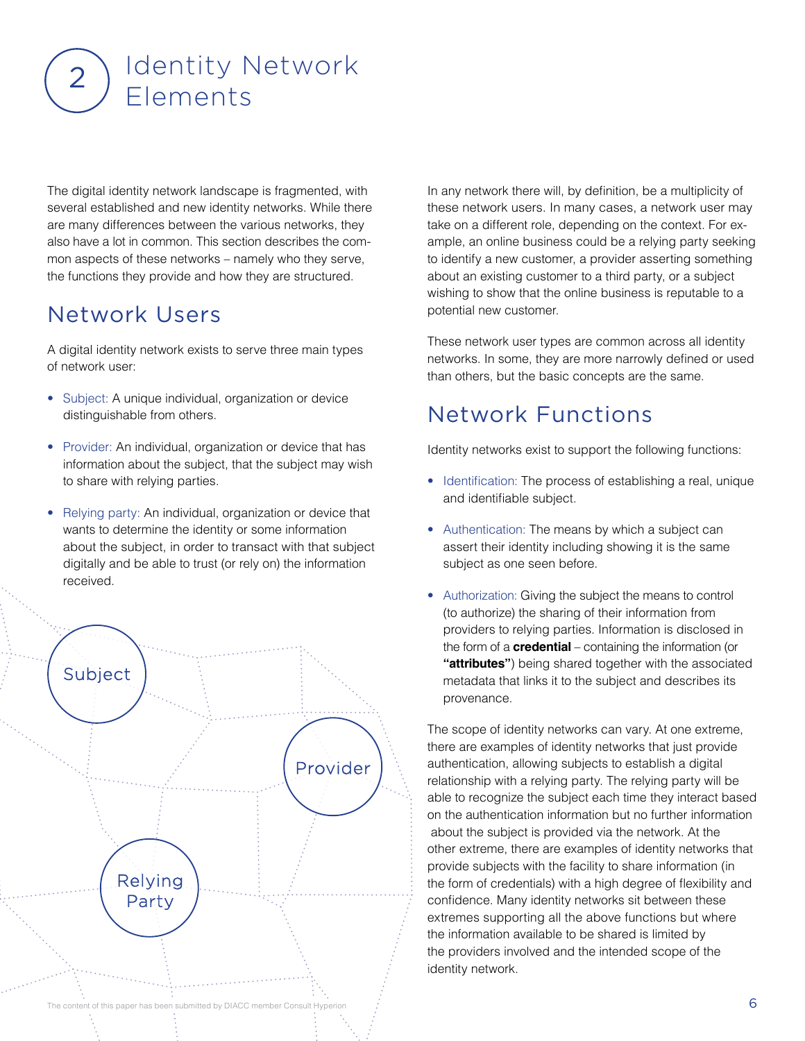# 2 Identity Network Elements

The digital identity network landscape is fragmented, with several established and new identity networks. While there are many differences between the various networks, they also have a lot in common. This section describes the common aspects of these networks – namely who they serve, the functions they provide and how they are structured.

## Network Users

A digital identity network exists to serve three main types of network user:

- Subject: A unique individual, organization or device distinguishable from others.
- Provider: An individual, organization or device that has information about the subject, that the subject may wish to share with relying parties.
- Relying party: An individual, organization or device that wants to determine the identity or some information about the subject, in order to transact with that subject digitally and be able to trust (or rely on) the information received.

In any network there will, by definition, be a multiplicity of these network users. In many cases, a network user may take on a different role, depending on the context. For example, an online business could be a relying party seeking to identify a new customer, a provider asserting something about an existing customer to a third party, or a subject wishing to show that the online business is reputable to a potential new customer.

These network user types are common across all identity networks. In some, they are more narrowly defined or used than others, but the basic concepts are the same.

## Network Functions

Identity networks exist to support the following functions:

- Identification: The process of establishing a real, unique and identifiable subject.
- Authentication: The means by which a subject can assert their identity including showing it is the same subject as one seen before.
- Authorization: Giving the subject the means to control (to authorize) the sharing of their information from providers to relying parties. Information is disclosed in the form of a **credential** – containing the information (or **"attributes"**) being shared together with the associated metadata that links it to the subject and describes its provenance.

The scope of identity networks can vary. At one extreme, there are examples of identity networks that just provide authentication, allowing subjects to establish a digital relationship with a relying party. The relying party will be able to recognize the subject each time they interact based on the authentication information but no further information about the subject is provided via the network. At the other extreme, there are examples of identity networks that provide subjects with the facility to share information (in the form of credentials) with a high degree of flexibility and confidence. Many identity networks sit between these extremes supporting all the above functions but where the information available to be shared is limited by the providers involved and the intended scope of the identity network.

The content of this paper has been submitted by DIACC member Consult Hyperion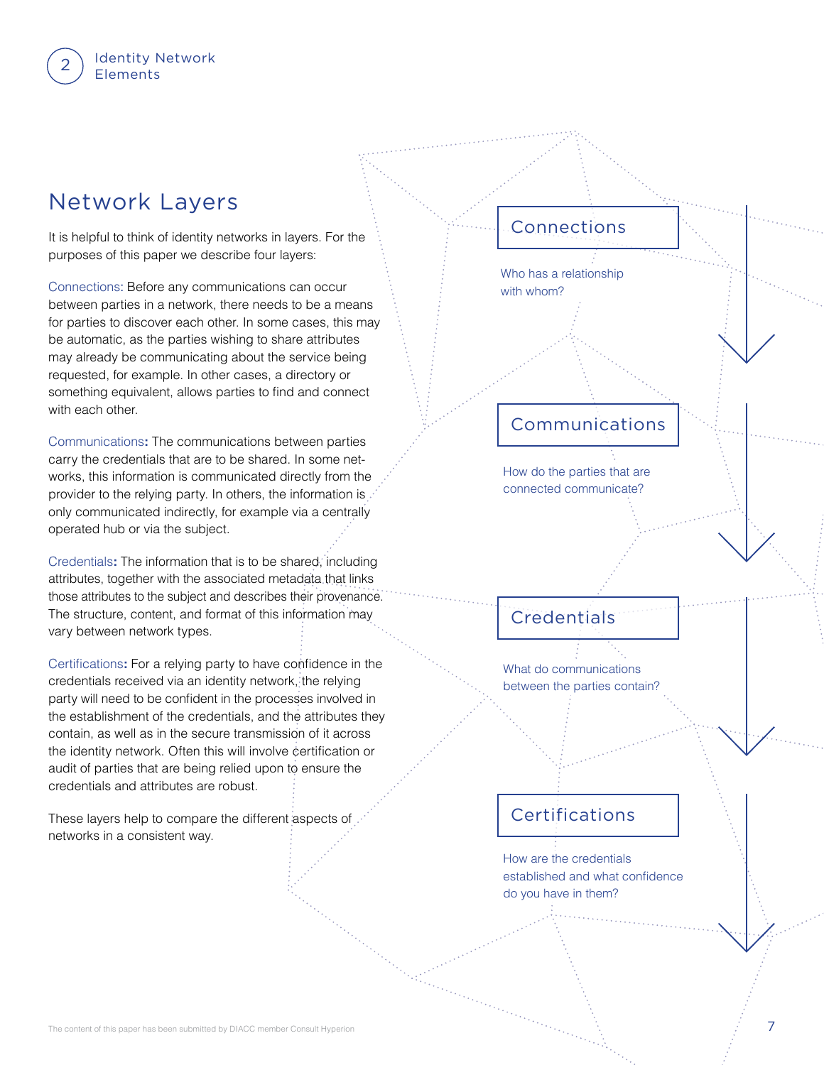## Network Layers

It is helpful to think of identity networks in layers. For the purposes of this paper we describe four layers:

Connections: Before any communications can occur between parties in a network, there needs to be a means for parties to discover each other. In some cases, this may be automatic, as the parties wishing to share attributes may already be communicating about the service being requested, for example. In other cases, a directory or something equivalent, allows parties to find and connect with each other.

Communications**:** The communications between parties carry the credentials that are to be shared. In some networks, this information is communicated directly from the provider to the relying party. In others, the information is only communicated indirectly, for example via a centrally operated hub or via the subject.

Credentials**:** The information that is to be shared, including attributes, together with the associated metadata that links those attributes to the subject and describes their provenance. The structure, content, and format of this information may vary between network types.

Certifications**:** For a relying party to have confidence in the credentials received via an identity network, the relying party will need to be confident in the processes involved in the establishment of the credentials, and the attributes they contain, as well as in the secure transmission of it across the identity network. Often this will involve certification or audit of parties that are being relied upon to ensure the credentials and attributes are robust.

These layers help to compare the different aspects of networks in a consistent way.

**Connections**

Who has a relationship with whom?

**Communications**

How do the parties that are connected communicate?

**Credentials**

What do communications between the parties contain?

**Certifications**

How are the credentials established and what confidence do you have in them?

The content of this paper has been submitted by DIACC member Consult Hyperion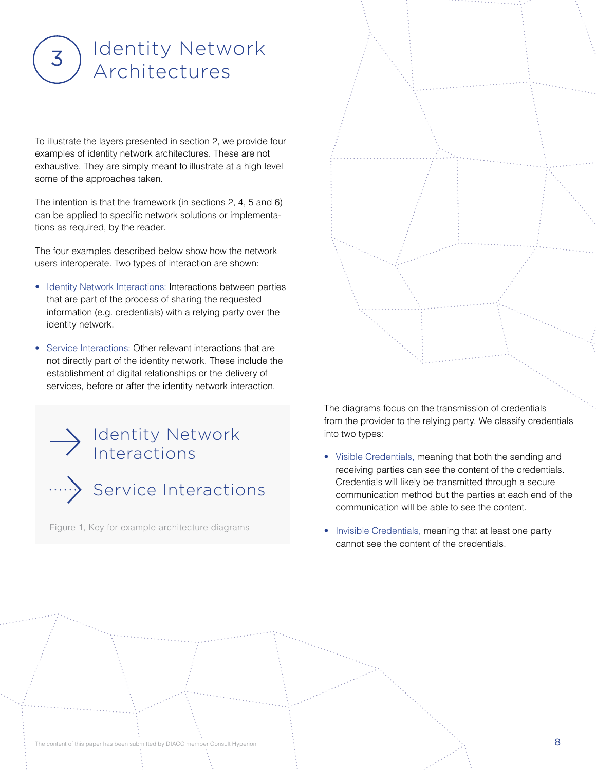# 3 Identity Network Architectures

To illustrate the layers presented in section 2, we provide four examples of identity network architectures. These are not exhaustive. They are simply meant to illustrate at a high level some of the approaches taken.

The intention is that the framework (in sections 2, 4, 5 and 6) can be applied to specific network solutions or implementations as required, by the reader.

The four examples described below show how the network users interoperate. Two types of interaction are shown:

- Identity Network Interactions: Interactions between parties that are part of the process of sharing the requested information (e.g. credentials) with a relying party over the identity network.
- Service Interactions: Other relevant interactions that are not directly part of the identity network. These include the establishment of digital relationships or the delivery of services, before or after the identity network interaction.

→ Identity Network Interactions

⇢ Service Interactions

Figure 1, Key for example architecture diagrams

The diagrams focus on the transmission of credentials from the provider to the relying party. We classify credentials into two types:

- Visible Credentials, meaning that both the sending and receiving parties can see the content of the credentials. Credentials will likely be transmitted through a secure communication method but the parties at each end of the communication will be able to see the content.
- Invisible Credentials, meaning that at least one party cannot see the content of the credentials.

The content of this paper has been submitted by DIACC member Consult Hyperion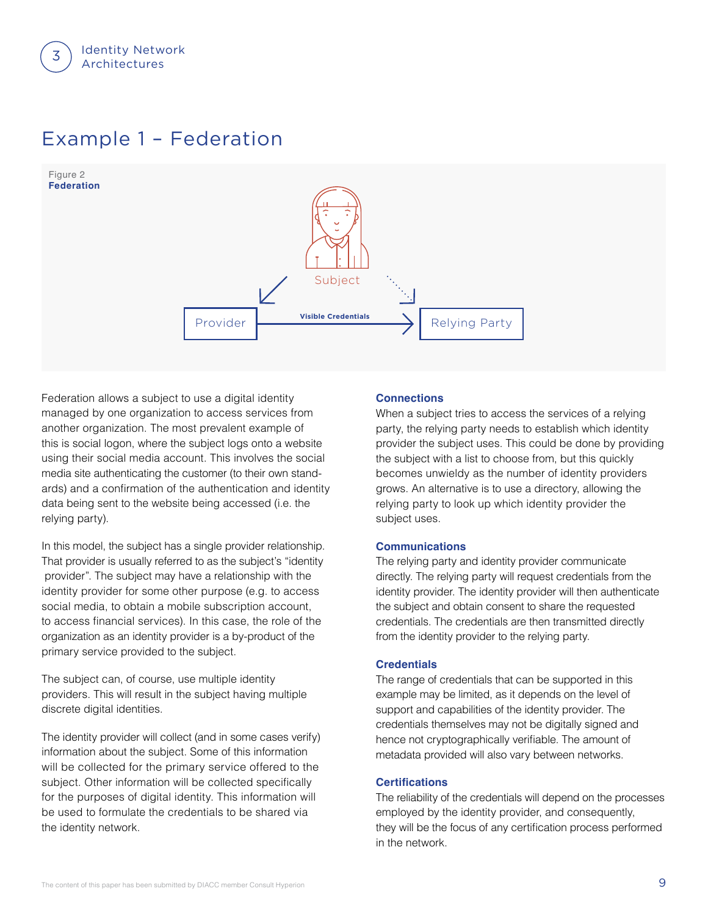## Example 1 – Federation

Figure 2
**Federation**

Subject

Provider — **Visible Credentials** → Relying Party

Federation allows a subject to use a digital identity managed by one organization to access services from another organization. The most prevalent example of this is social logon, where the subject logs onto a website using their social media account. This involves the social media site authenticating the customer (to their own standards) and a confirmation of the authentication and identity data being sent to the website being accessed (i.e. the relying party).

In this model, the subject has a single provider relationship. That provider is usually referred to as the subject's "identity provider". The subject may have a relationship with the identity provider for some other purpose (e.g. to access social media, to obtain a mobile subscription account, to access financial services). In this case, the role of the organization as an identity provider is a by-product of the primary service provided to the subject.

The subject can, of course, use multiple identity providers. This will result in the subject having multiple discrete digital identities.

The identity provider will collect (and in some cases verify) information about the subject. Some of this information will be collected for the primary service offered to the subject. Other information will be collected specifically for the purposes of digital identity. This information will be used to formulate the credentials to be shared via the identity network.

#### Connections

When a subject tries to access the services of a relying party, the relying party needs to establish which identity provider the subject uses. This could be done by providing the subject with a list to choose from, but this quickly becomes unwieldy as the number of identity providers grows. An alternative is to use a directory, allowing the relying party to look up which identity provider the subject uses.

#### Communications

The relying party and identity provider communicate directly. The relying party will request credentials from the identity provider. The identity provider will then authenticate the subject and obtain consent to share the requested credentials. The credentials are then transmitted directly from the identity provider to the relying party.

#### Credentials

The range of credentials that can be supported in this example may be limited, as it depends on the level of support and capabilities of the identity provider. The credentials themselves may not be digitally signed and hence not cryptographically verifiable. The amount of metadata provided will also vary between networks.

#### Certifications

The reliability of the credentials will depend on the processes employed by the identity provider, and consequently, they will be the focus of any certification process performed in the network.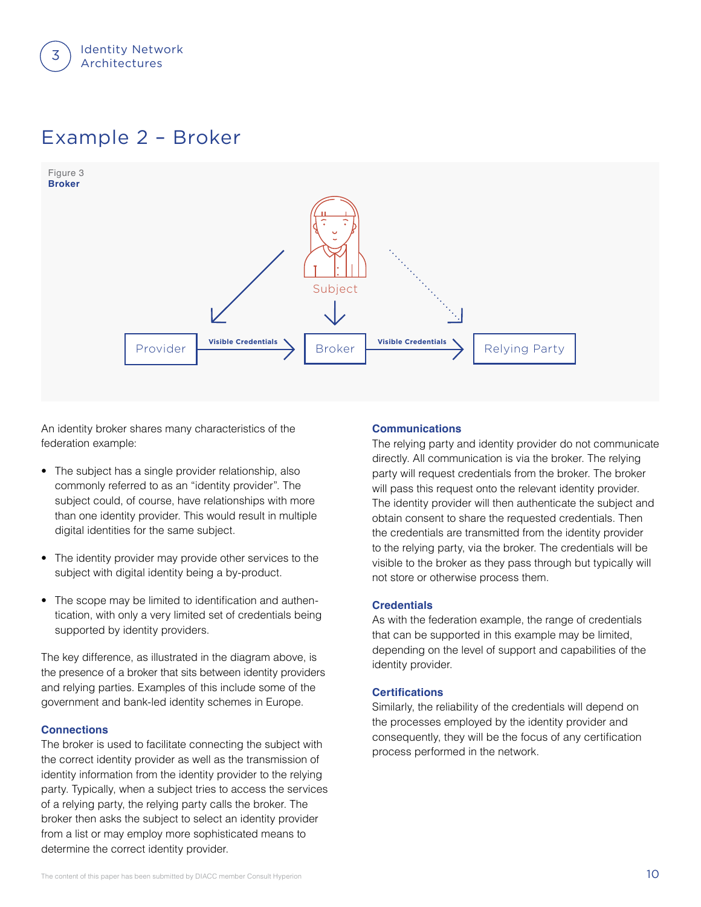## Example 2 – Broker

Figure 3
**Broker**

An identity broker shares many characteristics of the federation example:

- The subject has a single provider relationship, also commonly referred to as an "identity provider". The subject could, of course, have relationships with more than one identity provider. This would result in multiple digital identities for the same subject.
- The identity provider may provide other services to the subject with digital identity being a by-product.
- The scope may be limited to identification and authentication, with only a very limited set of credentials being supported by identity providers.

The key difference, as illustrated in the diagram above, is the presence of a broker that sits between identity providers and relying parties. Examples of this include some of the government and bank-led identity schemes in Europe.

### Connections

The broker is used to facilitate connecting the subject with the correct identity provider as well as the transmission of identity information from the identity provider to the relying party. Typically, when a subject tries to access the services of a relying party, the relying party calls the broker. The broker then asks the subject to select an identity provider from a list or may employ more sophisticated means to determine the correct identity provider.

### Communications

The relying party and identity provider do not communicate directly. All communication is via the broker. The relying party will request credentials from the broker. The broker will pass this request onto the relevant identity provider. The identity provider will then authenticate the subject and obtain consent to share the requested credentials. Then the credentials are transmitted from the identity provider to the relying party, via the broker. The credentials will be visible to the broker as they pass through but typically will not store or otherwise process them.

### Credentials

As with the federation example, the range of credentials that can be supported in this example may be limited, depending on the level of support and capabilities of the identity provider.

### Certifications

Similarly, the reliability of the credentials will depend on the processes employed by the identity provider and consequently, they will be the focus of any certification process performed in the network.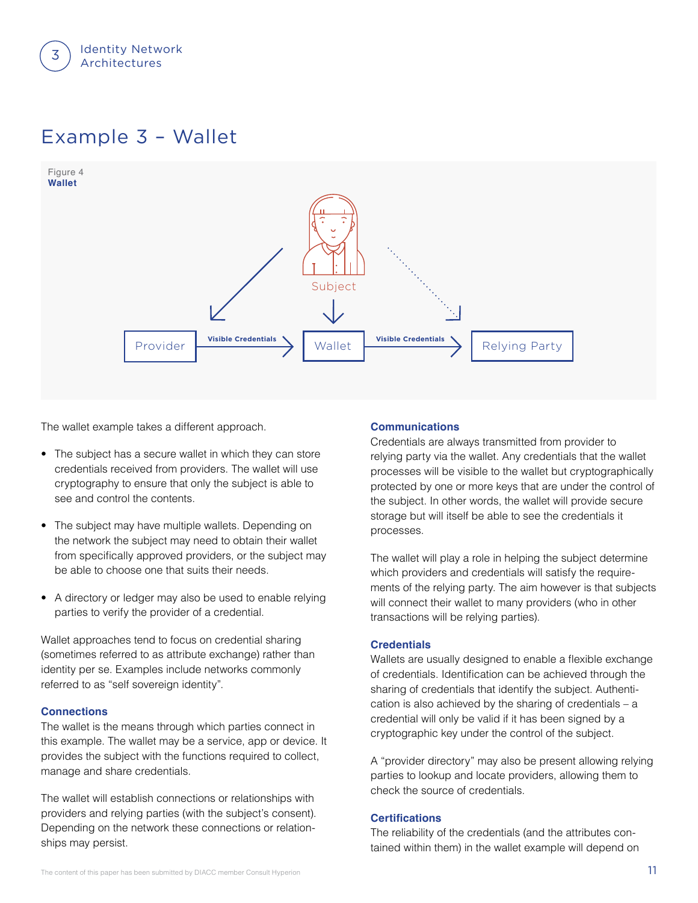## Example 3 – Wallet

Figure 4
**Wallet**

The wallet example takes a different approach.

- The subject has a secure wallet in which they can store credentials received from providers. The wallet will use cryptography to ensure that only the subject is able to see and control the contents.
- The subject may have multiple wallets. Depending on the network the subject may need to obtain their wallet from specifically approved providers, or the subject may be able to choose one that suits their needs.
- A directory or ledger may also be used to enable relying parties to verify the provider of a credential.

Wallet approaches tend to focus on credential sharing (sometimes referred to as attribute exchange) rather than identity per se. Examples include networks commonly referred to as "self sovereign identity".

### Connections

The wallet is the means through which parties connect in this example. The wallet may be a service, app or device. It provides the subject with the functions required to collect, manage and share credentials.

The wallet will establish connections or relationships with providers and relying parties (with the subject's consent). Depending on the network these connections or relationships may persist.

### Communications

Credentials are always transmitted from provider to relying party via the wallet. Any credentials that the wallet processes will be visible to the wallet but cryptographically protected by one or more keys that are under the control of the subject. In other words, the wallet will provide secure storage but will itself be able to see the credentials it processes.

The wallet will play a role in helping the subject determine which providers and credentials will satisfy the requirements of the relying party. The aim however is that subjects will connect their wallet to many providers (who in other transactions will be relying parties).

### Credentials

Wallets are usually designed to enable a flexible exchange of credentials. Identification can be achieved through the sharing of credentials that identify the subject. Authentication is also achieved by the sharing of credentials – a credential will only be valid if it has been signed by a cryptographic key under the control of the subject.

A "provider directory" may also be present allowing relying parties to lookup and locate providers, allowing them to check the source of credentials.

### Certifications

The reliability of the credentials (and the attributes contained within them) in the wallet example will depend on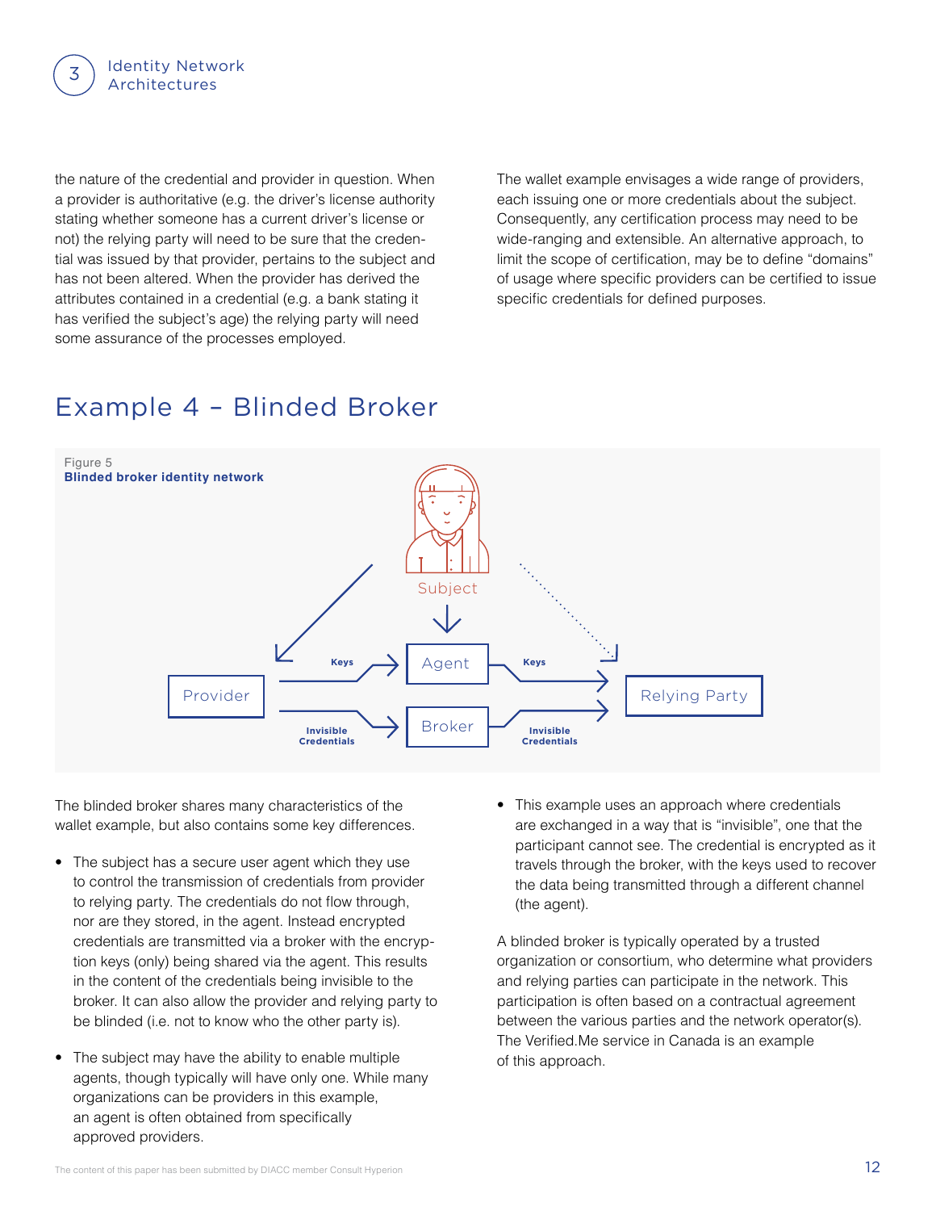the nature of the credential and provider in question. When a provider is authoritative (e.g. the driver's license authority stating whether someone has a current driver's license or not) the relying party will need to be sure that the credential was issued by that provider, pertains to the subject and has not been altered. When the provider has derived the attributes contained in a credential (e.g. a bank stating it has verified the subject's age) the relying party will need some assurance of the processes employed.

The wallet example envisages a wide range of providers, each issuing one or more credentials about the subject. Consequently, any certification process may need to be wide-ranging and extensible. An alternative approach, to limit the scope of certification, may be to define "domains" of usage where specific providers can be certified to issue specific credentials for defined purposes.

## Example 4 – Blinded Broker

Figure 5
**Blinded broker identity network**

The blinded broker shares many characteristics of the wallet example, but also contains some key differences.

- The subject has a secure user agent which they use to control the transmission of credentials from provider to relying party. The credentials do not flow through, nor are they stored, in the agent. Instead encrypted credentials are transmitted via a broker with the encryption keys (only) being shared via the agent. This results in the content of the credentials being invisible to the broker. It can also allow the provider and relying party to be blinded (i.e. not to know who the other party is).
- The subject may have the ability to enable multiple agents, though typically will have only one. While many organizations can be providers in this example, an agent is often obtained from specifically approved providers.
- This example uses an approach where credentials are exchanged in a way that is "invisible", one that the participant cannot see. The credential is encrypted as it travels through the broker, with the keys used to recover the data being transmitted through a different channel (the agent).

A blinded broker is typically operated by a trusted organization or consortium, who determine what providers and relying parties can participate in the network. This participation is often based on a contractual agreement between the various parties and the network operator(s). The Verified.Me service in Canada is an example of this approach.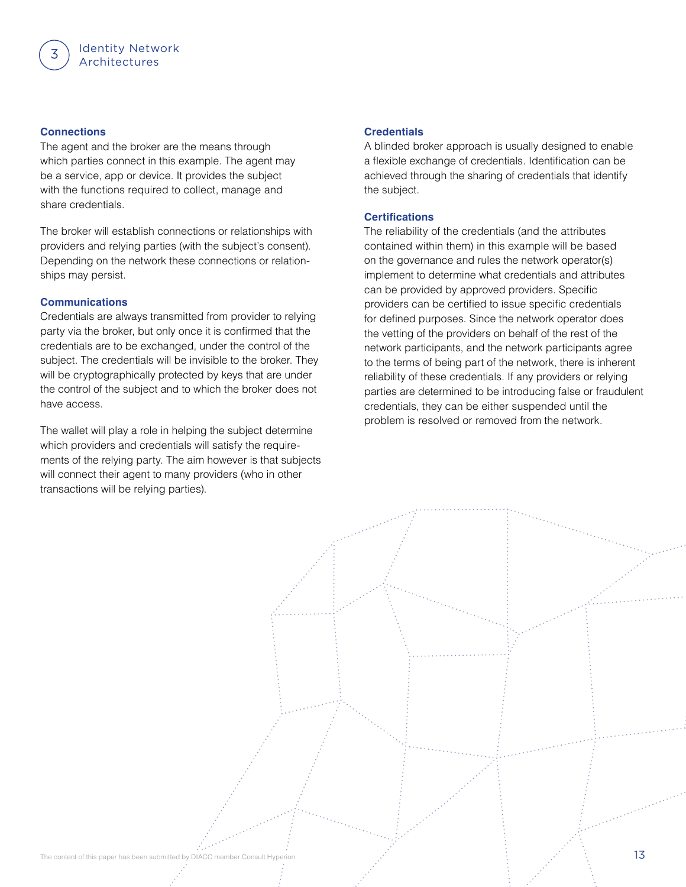### Connections

The agent and the broker are the means through which parties connect in this example. The agent may be a service, app or device. It provides the subject with the functions required to collect, manage and share credentials.

The broker will establish connections or relationships with providers and relying parties (with the subject's consent). Depending on the network these connections or relationships may persist.

### Communications

Credentials are always transmitted from provider to relying party via the broker, but only once it is confirmed that the credentials are to be exchanged, under the control of the subject. The credentials will be invisible to the broker. They will be cryptographically protected by keys that are under the control of the subject and to which the broker does not have access.

The wallet will play a role in helping the subject determine which providers and credentials will satisfy the requirements of the relying party. The aim however is that subjects will connect their agent to many providers (who in other transactions will be relying parties).

### Credentials

A blinded broker approach is usually designed to enable a flexible exchange of credentials. Identification can be achieved through the sharing of credentials that identify the subject.

### Certifications

The reliability of the credentials (and the attributes contained within them) in this example will be based on the governance and rules the network operator(s) implement to determine what credentials and attributes can be provided by approved providers. Specific providers can be certified to issue specific credentials for defined purposes. Since the network operator does the vetting of the providers on behalf of the rest of the network participants, and the network participants agree to the terms of being part of the network, there is inherent reliability of these credentials. If any providers or relying parties are determined to be introducing false or fraudulent credentials, they can be either suspended until the problem is resolved or removed from the network.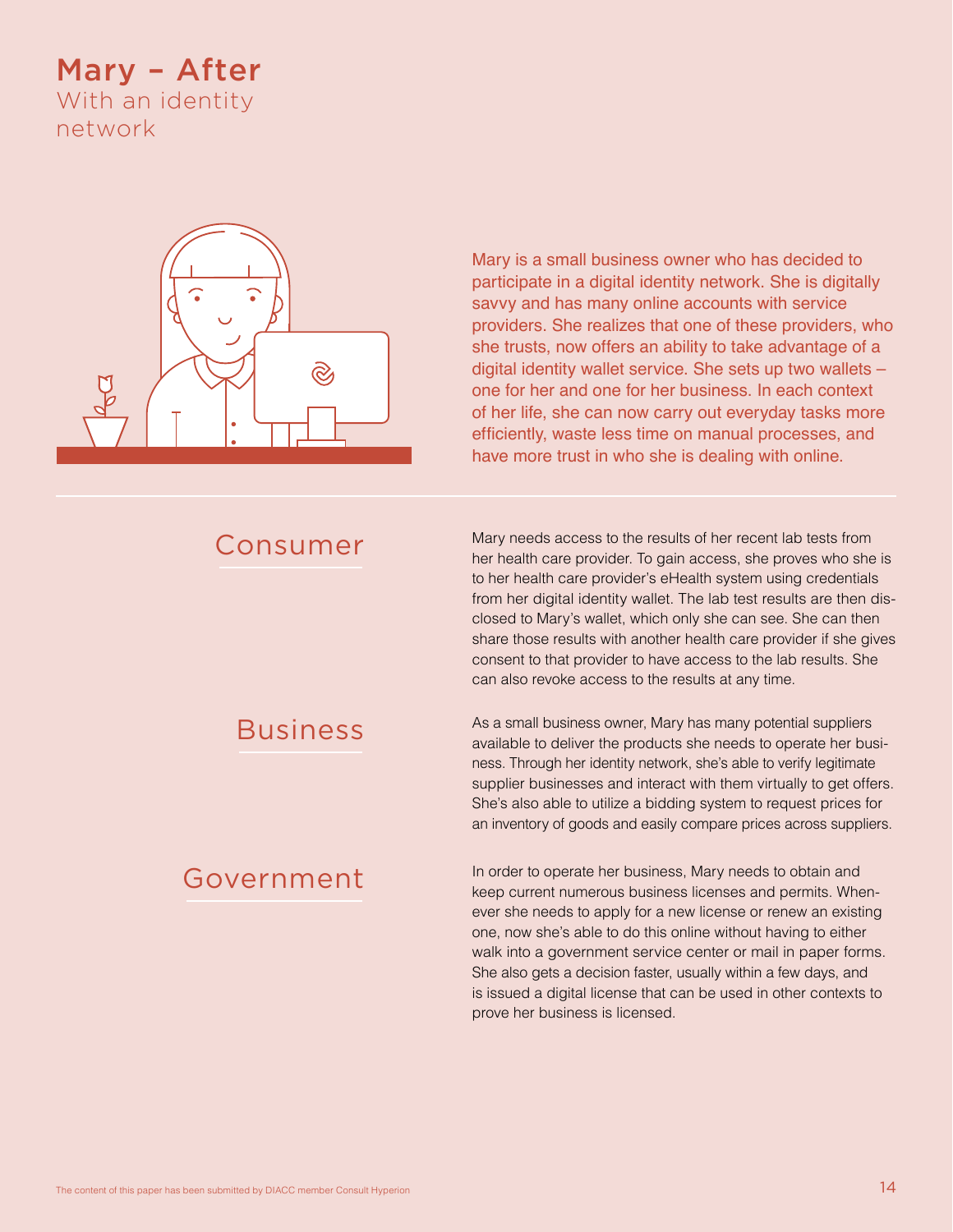# Mary – After

## With an identity network

Mary is a small business owner who has decided to participate in a digital identity network. She is digitally savvy and has many online accounts with service providers. She realizes that one of these providers, who she trusts, now offers an ability to take advantage of a digital identity wallet service. She sets up two wallets – one for her and one for her business. In each context of her life, she can now carry out everyday tasks more efficiently, waste less time on manual processes, and have more trust in who she is dealing with online.

### Consumer

Mary needs access to the results of her recent lab tests from her health care provider. To gain access, she proves who she is to her health care provider's eHealth system using credentials from her digital identity wallet. The lab test results are then disclosed to Mary's wallet, which only she can see. She can then share those results with another health care provider if she gives consent to that provider to have access to the lab results. She can also revoke access to the results at any time.

### Business

As a small business owner, Mary has many potential suppliers available to deliver the products she needs to operate her business. Through her identity network, she's able to verify legitimate supplier businesses and interact with them virtually to get offers. She's also able to utilize a bidding system to request prices for an inventory of goods and easily compare prices across suppliers.

### Government

In order to operate her business, Mary needs to obtain and keep current numerous business licenses and permits. Whenever she needs to apply for a new license or renew an existing one, now she's able to do this online without having to either walk into a government service center or mail in paper forms. She also gets a decision faster, usually within a few days, and is issued a digital license that can be used in other contexts to prove her business is licensed.

The content of this paper has been submitted by DIACC member Consult Hyperion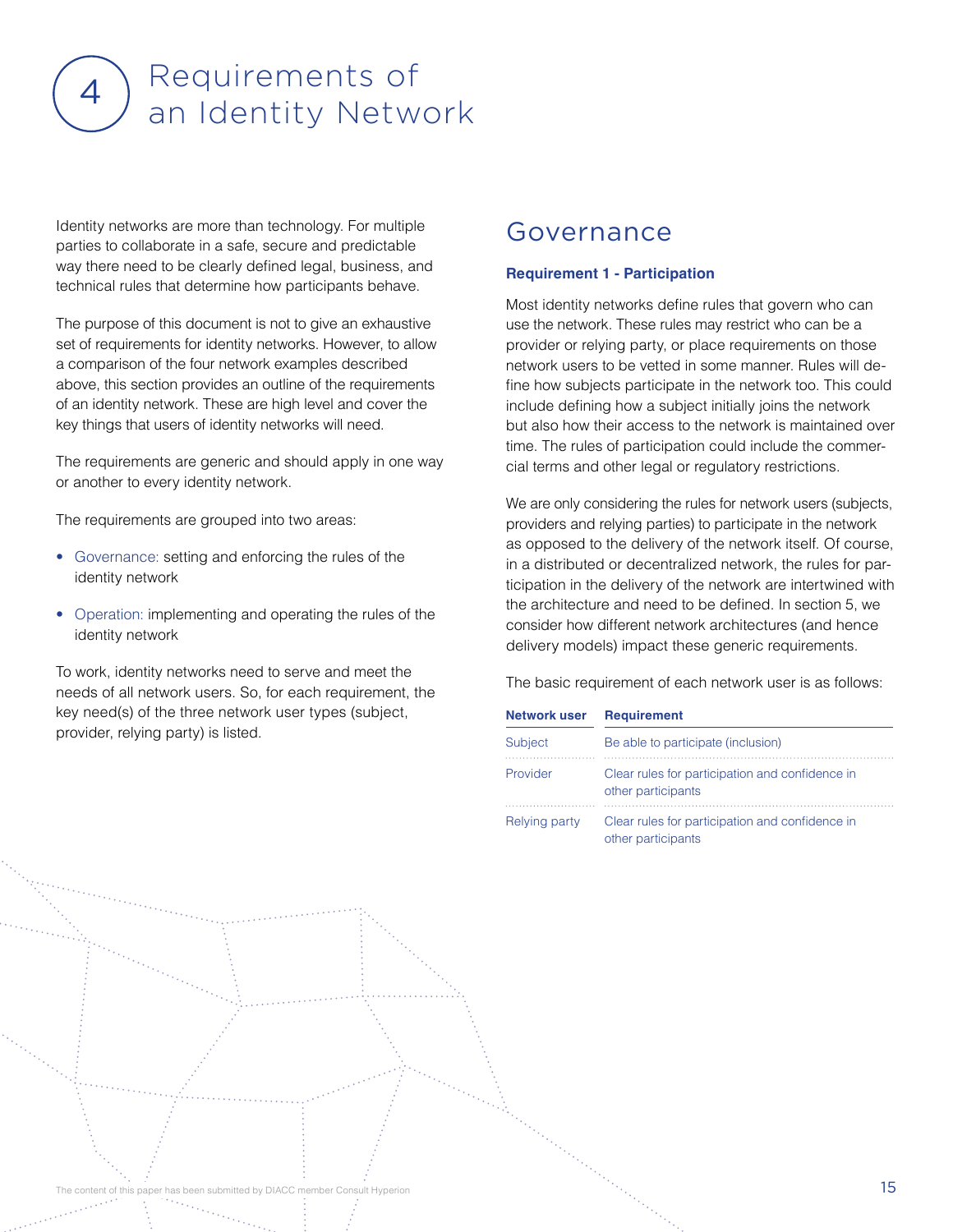# 4 Requirements of an Identity Network

Identity networks are more than technology. For multiple parties to collaborate in a safe, secure and predictable way there need to be clearly defined legal, business, and technical rules that determine how participants behave.

The purpose of this document is not to give an exhaustive set of requirements for identity networks. However, to allow a comparison of the four network examples described above, this section provides an outline of the requirements of an identity network. These are high level and cover the key things that users of identity networks will need.

The requirements are generic and should apply in one way or another to every identity network.

The requirements are grouped into two areas:

- Governance: setting and enforcing the rules of the identity network
- Operation: implementing and operating the rules of the identity network

To work, identity networks need to serve and meet the needs of all network users. So, for each requirement, the key need(s) of the three network user types (subject, provider, relying party) is listed.

## Governance

**Requirement 1 - Participation**

Most identity networks define rules that govern who can use the network. These rules may restrict who can be a provider or relying party, or place requirements on those network users to be vetted in some manner. Rules will define how subjects participate in the network too. This could include defining how a subject initially joins the network but also how their access to the network is maintained over time. The rules of participation could include the commercial terms and other legal or regulatory restrictions.

We are only considering the rules for network users (subjects, providers and relying parties) to participate in the network as opposed to the delivery of the network itself. Of course, in a distributed or decentralized network, the rules for participation in the delivery of the network are intertwined with the architecture and need to be defined. In section 5, we consider how different network architectures (and hence delivery models) impact these generic requirements.

The basic requirement of each network user is as follows:

| Network user | Requirement |
|---|---|
| Subject | Be able to participate (inclusion) |
| Provider | Clear rules for participation and confidence in other participants |
| Relying party | Clear rules for participation and confidence in other participants |

The content of this paper has been submitted by DIACC member Consult Hyperion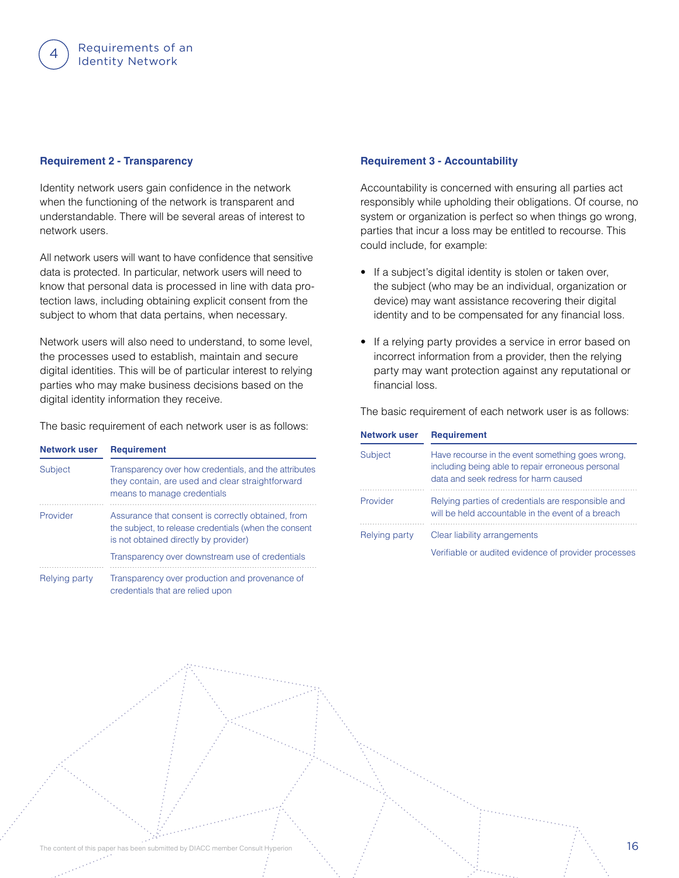### Requirement 2 - Transparency

Identity network users gain confidence in the network when the functioning of the network is transparent and understandable. There will be several areas of interest to network users.

All network users will want to have confidence that sensitive data is protected. In particular, network users will need to know that personal data is processed in line with data protection laws, including obtaining explicit consent from the subject to whom that data pertains, when necessary.

Network users will also need to understand, to some level, the processes used to establish, maintain and secure digital identities. This will be of particular interest to relying parties who may make business decisions based on the digital identity information they receive.

The basic requirement of each network user is as follows:

| Network user | Requirement |
|---|---|
| Subject | Transparency over how credentials, and the attributes they contain, are used and clear straightforward means to manage credentials |
| Provider | Assurance that consent is correctly obtained, from the subject, to release credentials (when the consent is not obtained directly by provider)<br>Transparency over downstream use of credentials |
| Relying party | Transparency over production and provenance of credentials that are relied upon |

### Requirement 3 - Accountability

Accountability is concerned with ensuring all parties act responsibly while upholding their obligations. Of course, no system or organization is perfect so when things go wrong, parties that incur a loss may be entitled to recourse. This could include, for example:

- If a subject's digital identity is stolen or taken over, the subject (who may be an individual, organization or device) may want assistance recovering their digital identity and to be compensated for any financial loss.
- If a relying party provides a service in error based on incorrect information from a provider, then the relying party may want protection against any reputational or financial loss.

The basic requirement of each network user is as follows:

| Network user | Requirement |
|---|---|
| Subject | Have recourse in the event something goes wrong, including being able to repair erroneous personal data and seek redress for harm caused |
| Provider | Relying parties of credentials are responsible and will be held accountable in the event of a breach |
| Relying party | Clear liability arrangements<br>Verifiable or audited evidence of provider processes |

The content of this paper has been submitted by DIACC member Consult Hyperion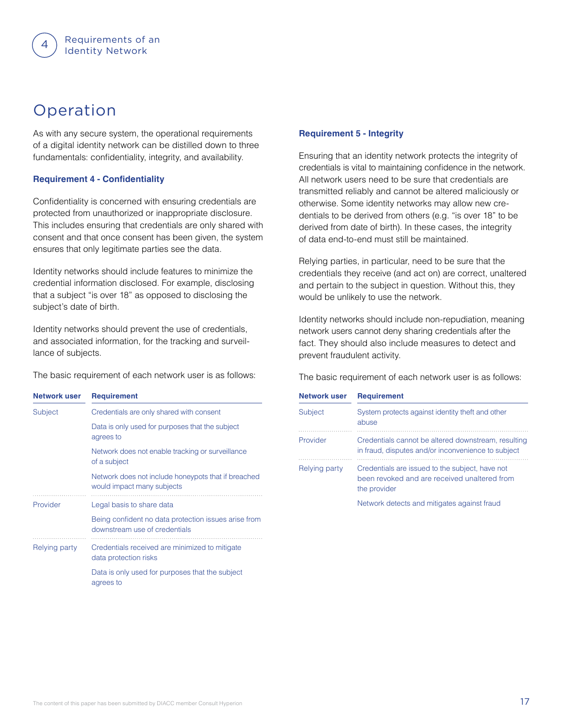## Operation

As with any secure system, the operational requirements of a digital identity network can be distilled down to three fundamentals: confidentiality, integrity, and availability.

### Requirement 4 - Confidentiality

Confidentiality is concerned with ensuring credentials are protected from unauthorized or inappropriate disclosure. This includes ensuring that credentials are only shared with consent and that once consent has been given, the system ensures that only legitimate parties see the data.

Identity networks should include features to minimize the credential information disclosed. For example, disclosing that a subject "is over 18" as opposed to disclosing the subject's date of birth.

Identity networks should prevent the use of credentials, and associated information, for the tracking and surveillance of subjects.

The basic requirement of each network user is as follows:

| Network user | Requirement |
| --- | --- |
| Subject | Credentials are only shared with consent |
| | Data is only used for purposes that the subject agrees to |
| | Network does not enable tracking or surveillance of a subject |
| | Network does not include honeypots that if breached would impact many subjects |
| Provider | Legal basis to share data |
| | Being confident no data protection issues arise from downstream use of credentials |
| Relying party | Credentials received are minimized to mitigate data protection risks |
| | Data is only used for purposes that the subject agrees to |

### Requirement 5 - Integrity

Ensuring that an identity network protects the integrity of credentials is vital to maintaining confidence in the network. All network users need to be sure that credentials are transmitted reliably and cannot be altered maliciously or otherwise. Some identity networks may allow new credentials to be derived from others (e.g. "is over 18" to be derived from date of birth). In these cases, the integrity of data end-to-end must still be maintained.

Relying parties, in particular, need to be sure that the credentials they receive (and act on) are correct, unaltered and pertain to the subject in question. Without this, they would be unlikely to use the network.

Identity networks should include non-repudiation, meaning network users cannot deny sharing credentials after the fact. They should also include measures to detect and prevent fraudulent activity.

The basic requirement of each network user is as follows:

| Network user | Requirement |
| --- | --- |
| Subject | System protects against identity theft and other abuse |
| Provider | Credentials cannot be altered downstream, resulting in fraud, disputes and/or inconvenience to subject |
| Relying party | Credentials are issued to the subject, have not been revoked and are received unaltered from the provider |
| | Network detects and mitigates against fraud |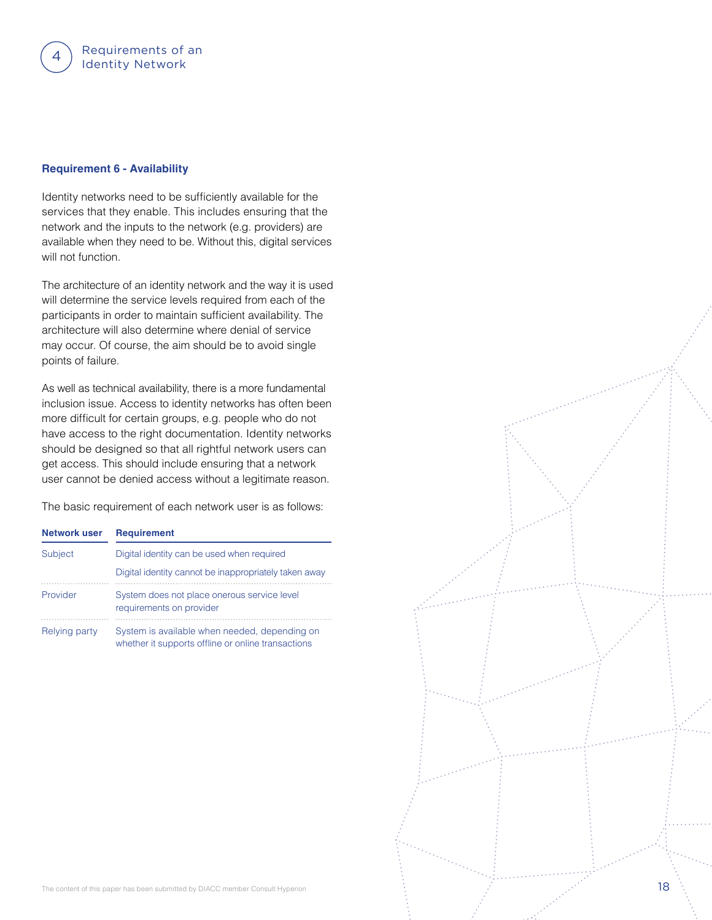### Requirement 6 - Availability

Identity networks need to be sufficiently available for the services that they enable. This includes ensuring that the network and the inputs to the network (e.g. providers) are available when they need to be. Without this, digital services will not function.

The architecture of an identity network and the way it is used will determine the service levels required from each of the participants in order to maintain sufficient availability. The architecture will also determine where denial of service may occur. Of course, the aim should be to avoid single points of failure.

As well as technical availability, there is a more fundamental inclusion issue. Access to identity networks has often been more difficult for certain groups, e.g. people who do not have access to the right documentation. Identity networks should be designed so that all rightful network users can get access. This should include ensuring that a network user cannot be denied access without a legitimate reason.

The basic requirement of each network user is as follows:

| Network user | Requirement |
|---|---|
| Subject | Digital identity can be used when required |
| | Digital identity cannot be inappropriately taken away |
| Provider | System does not place onerous service level requirements on provider |
| Relying party | System is available when needed, depending on whether it supports offline or online transactions |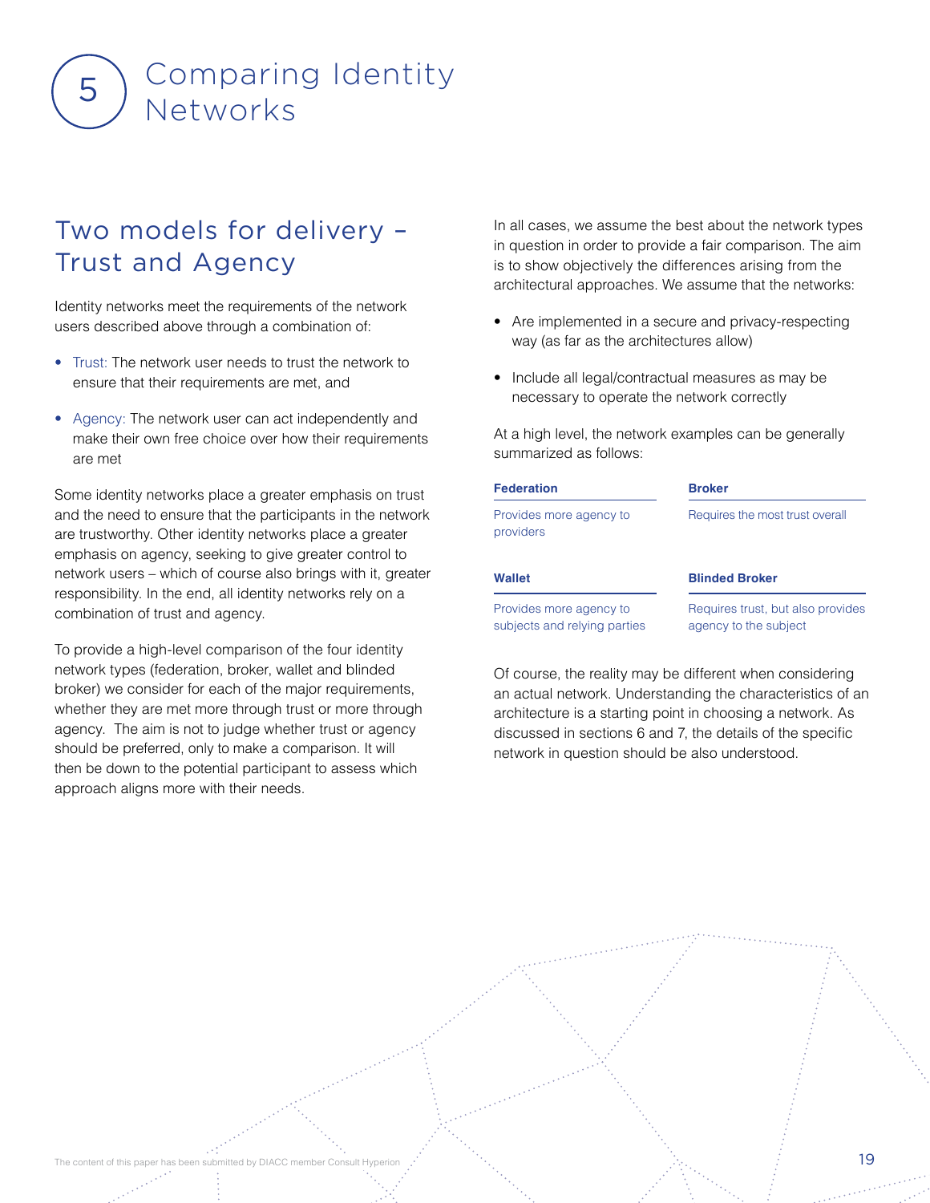# 5 Comparing Identity Networks

## Two models for delivery – Trust and Agency

Identity networks meet the requirements of the network users described above through a combination of:

- Trust: The network user needs to trust the network to ensure that their requirements are met, and
- Agency: The network user can act independently and make their own free choice over how their requirements are met

Some identity networks place a greater emphasis on trust and the need to ensure that the participants in the network are trustworthy. Other identity networks place a greater emphasis on agency, seeking to give greater control to network users – which of course also brings with it, greater responsibility. In the end, all identity networks rely on a combination of trust and agency.

To provide a high-level comparison of the four identity network types (federation, broker, wallet and blinded broker) we consider for each of the major requirements, whether they are met more through trust or more through agency. The aim is not to judge whether trust or agency should be preferred, only to make a comparison. It will then be down to the potential participant to assess which approach aligns more with their needs.

In all cases, we assume the best about the network types in question in order to provide a fair comparison. The aim is to show objectively the differences arising from the architectural approaches. We assume that the networks:

- Are implemented in a secure and privacy-respecting way (as far as the architectures allow)
- Include all legal/contractual measures as may be necessary to operate the network correctly

At a high level, the network examples can be generally summarized as follows:

| Federation | Broker |
|---|---|
| Provides more agency to providers | Requires the most trust overall |
| **Wallet** | **Blinded Broker** |
| Provides more agency to subjects and relying parties | Requires trust, but also provides agency to the subject |

Of course, the reality may be different when considering an actual network. Understanding the characteristics of an architecture is a starting point in choosing a network. As discussed in sections 6 and 7, the details of the specific network in question should be also understood.

The content of this paper has been submitted by DIACC member Consult Hyperion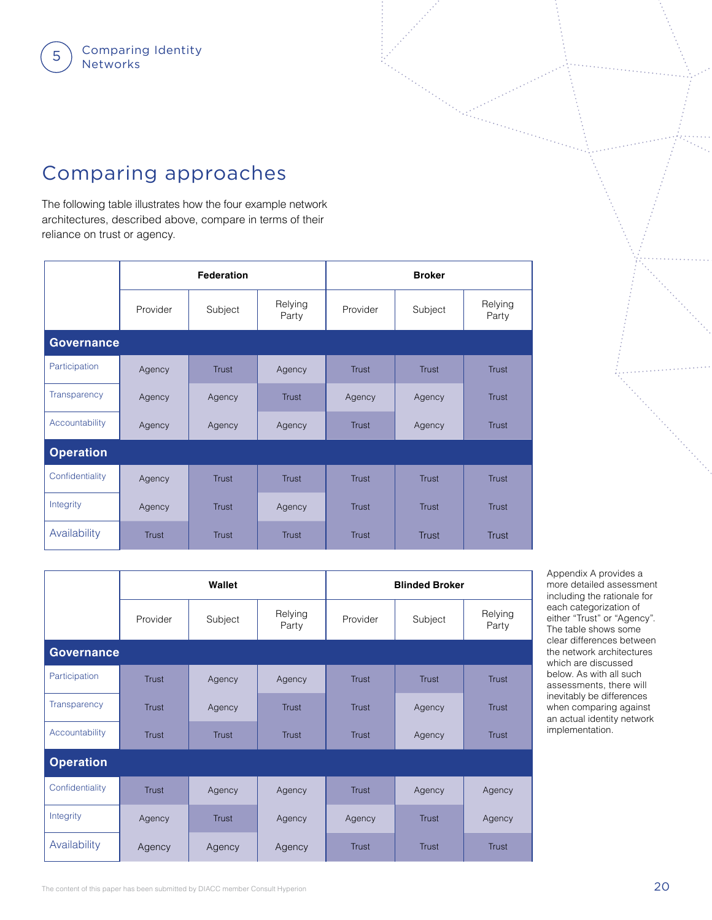## Comparing approaches

The following table illustrates how the four example network architectures, described above, compare in terms of their reliance on trust or agency.

| | Federation | | | Broker | | |
|---|---|---|---|---|---|---|
| | Provider | Subject | Relying Party | Provider | Subject | Relying Party |
| **Governance** | | | | | | |
| Participation | Agency | Trust | Agency | Trust | Trust | Trust |
| Transparency | Agency | Agency | Trust | Agency | Agency | Trust |
| Accountability | Agency | Agency | Agency | Trust | Agency | Trust |
| **Operation** | | | | | | |
| Confidentiality | Agency | Trust | Trust | Trust | Trust | Trust |
| Integrity | Agency | Trust | Agency | Trust | Trust | Trust |
| Availability | Trust | Trust | Trust | Trust | Trust | Trust |

| | Wallet | | | Blinded Broker | | |
|---|---|---|---|---|---|---|
| | Provider | Subject | Relying Party | Provider | Subject | Relying Party |
| **Governance** | | | | | | |
| Participation | Trust | Agency | Agency | Trust | Trust | Trust |
| Transparency | Trust | Agency | Trust | Trust | Agency | Trust |
| Accountability | Trust | Trust | Trust | Trust | Agency | Trust |
| **Operation** | | | | | | |
| Confidentiality | Trust | Agency | Agency | Trust | Agency | Agency |
| Integrity | Agency | Trust | Agency | Agency | Trust | Agency |
| Availability | Agency | Agency | Agency | Trust | Trust | Trust |

Appendix A provides a more detailed assessment including the rationale for each categorization of either "Trust" or "Agency". The table shows some clear differences between the network architectures which are discussed below. As with all such assessments, there will inevitably be differences when comparing against an actual identity network implementation.

The content of this paper has been submitted by DIACC member Consult Hyperion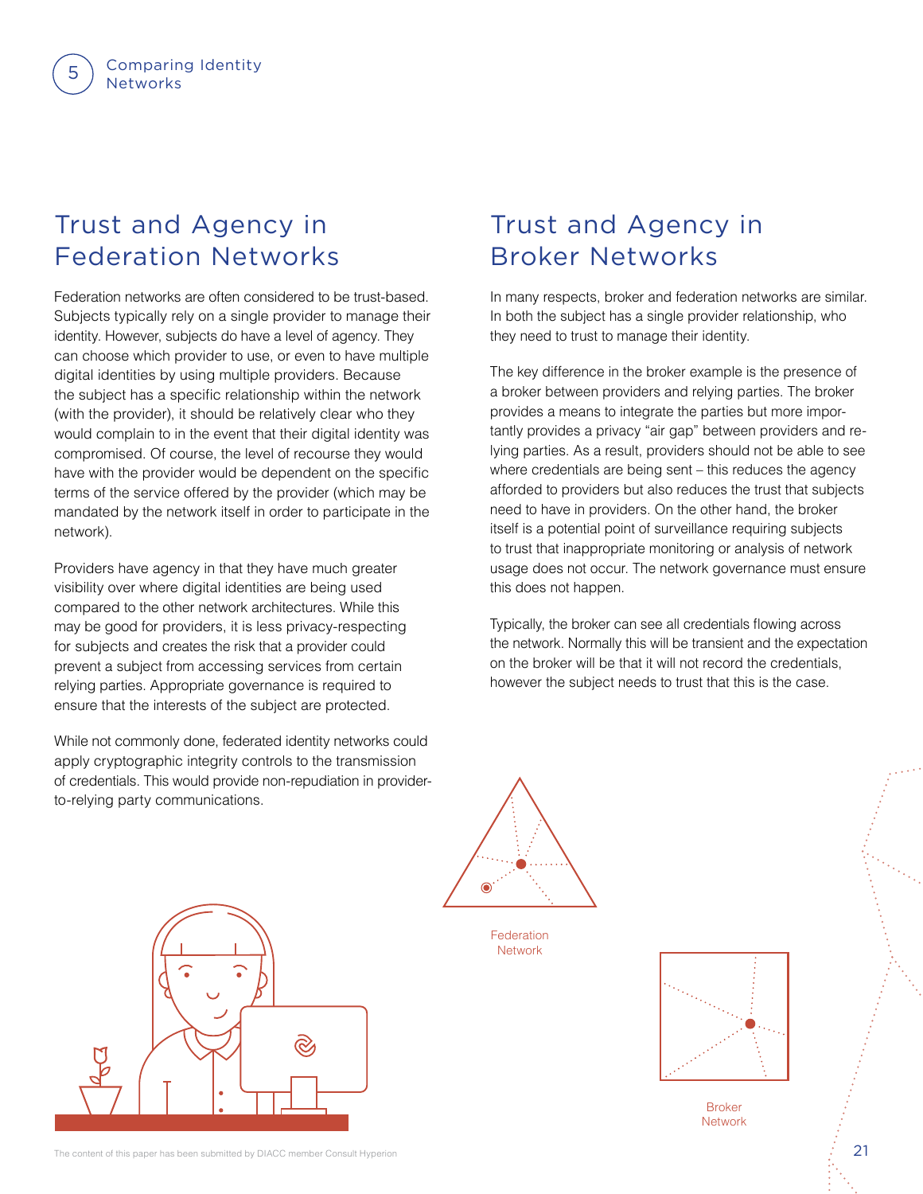## Trust and Agency in Federation Networks

Federation networks are often considered to be trust-based. Subjects typically rely on a single provider to manage their identity. However, subjects do have a level of agency. They can choose which provider to use, or even to have multiple digital identities by using multiple providers. Because the subject has a specific relationship within the network (with the provider), it should be relatively clear who they would complain to in the event that their digital identity was compromised. Of course, the level of recourse they would have with the provider would be dependent on the specific terms of the service offered by the provider (which may be mandated by the network itself in order to participate in the network).

Providers have agency in that they have much greater visibility over where digital identities are being used compared to the other network architectures. While this may be good for providers, it is less privacy-respecting for subjects and creates the risk that a provider could prevent a subject from accessing services from certain relying parties. Appropriate governance is required to ensure that the interests of the subject are protected.

While not commonly done, federated identity networks could apply cryptographic integrity controls to the transmission of credentials. This would provide non-repudiation in provider-to-relying party communications.

## Trust and Agency in Broker Networks

In many respects, broker and federation networks are similar. In both the subject has a single provider relationship, who they need to trust to manage their identity.

The key difference in the broker example is the presence of a broker between providers and relying parties. The broker provides a means to integrate the parties but more importantly provides a privacy "air gap" between providers and relying parties. As a result, providers should not be able to see where credentials are being sent – this reduces the agency afforded to providers but also reduces the trust that subjects need to have in providers. On the other hand, the broker itself is a potential point of surveillance requiring subjects to trust that inappropriate monitoring or analysis of network usage does not occur. The network governance must ensure this does not happen.

Typically, the broker can see all credentials flowing across the network. Normally this will be transient and the expectation on the broker will be that it will not record the credentials, however the subject needs to trust that this is the case.

Federation Network

Broker Network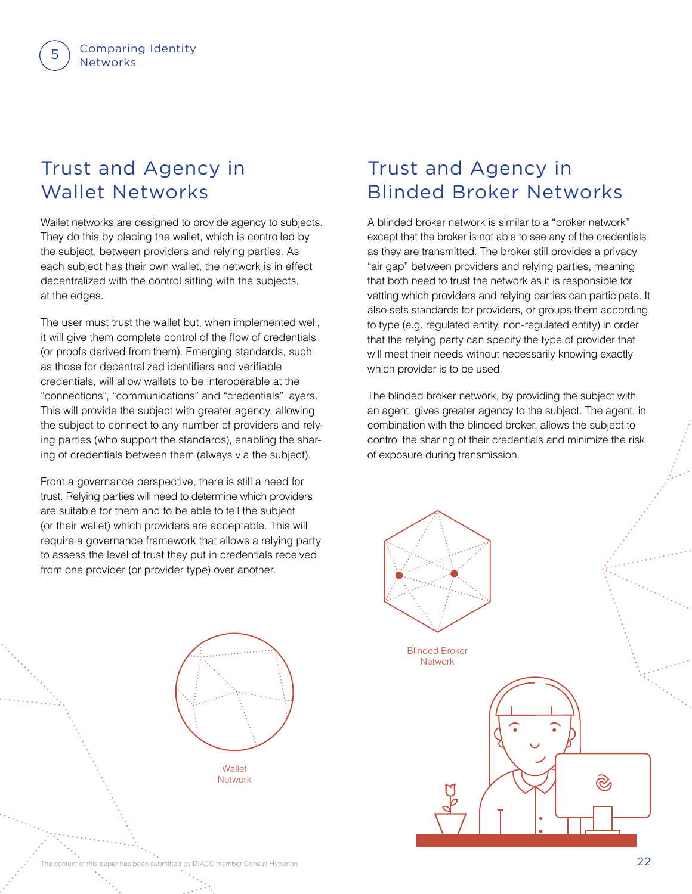## Trust and Agency in Wallet Networks

Wallet networks are designed to provide agency to subjects. They do this by placing the wallet, which is controlled by the subject, between providers and relying parties. As each subject has their own wallet, the network is in effect decentralized with the control sitting with the subjects, at the edges.

The user must trust the wallet but, when implemented well, it will give them complete control of the flow of credentials (or proofs derived from them). Emerging standards, such as those for decentralized identifiers and verifiable credentials, will allow wallets to be interoperable at the "connections", "communications" and "credentials" layers. This will provide the subject with greater agency, allowing the subject to connect to any number of providers and relying parties (who support the standards), enabling the sharing of credentials between them (always via the subject).

From a governance perspective, there is still a need for trust. Relying parties will need to determine which providers are suitable for them and to be able to tell the subject (or their wallet) which providers are acceptable. This will require a governance framework that allows a relying party to assess the level of trust they put in credentials received from one provider (or provider type) over another.

Wallet Network

## Trust and Agency in Blinded Broker Networks

A blinded broker network is similar to a "broker network" except that the broker is not able to see any of the credentials as they are transmitted. The broker still provides a privacy "air gap" between providers and relying parties, meaning that both need to trust the network as it is responsible for vetting which providers and relying parties can participate. It also sets standards for providers, or groups them according to type (e.g. regulated entity, non-regulated entity) in order that the relying party can specify the type of provider that will meet their needs without necessarily knowing exactly which provider is to be used.

The blinded broker network, by providing the subject with an agent, gives greater agency to the subject. The agent, in combination with the blinded broker, allows the subject to control the sharing of their credentials and minimize the risk of exposure during transmission.

Blinded Broker Network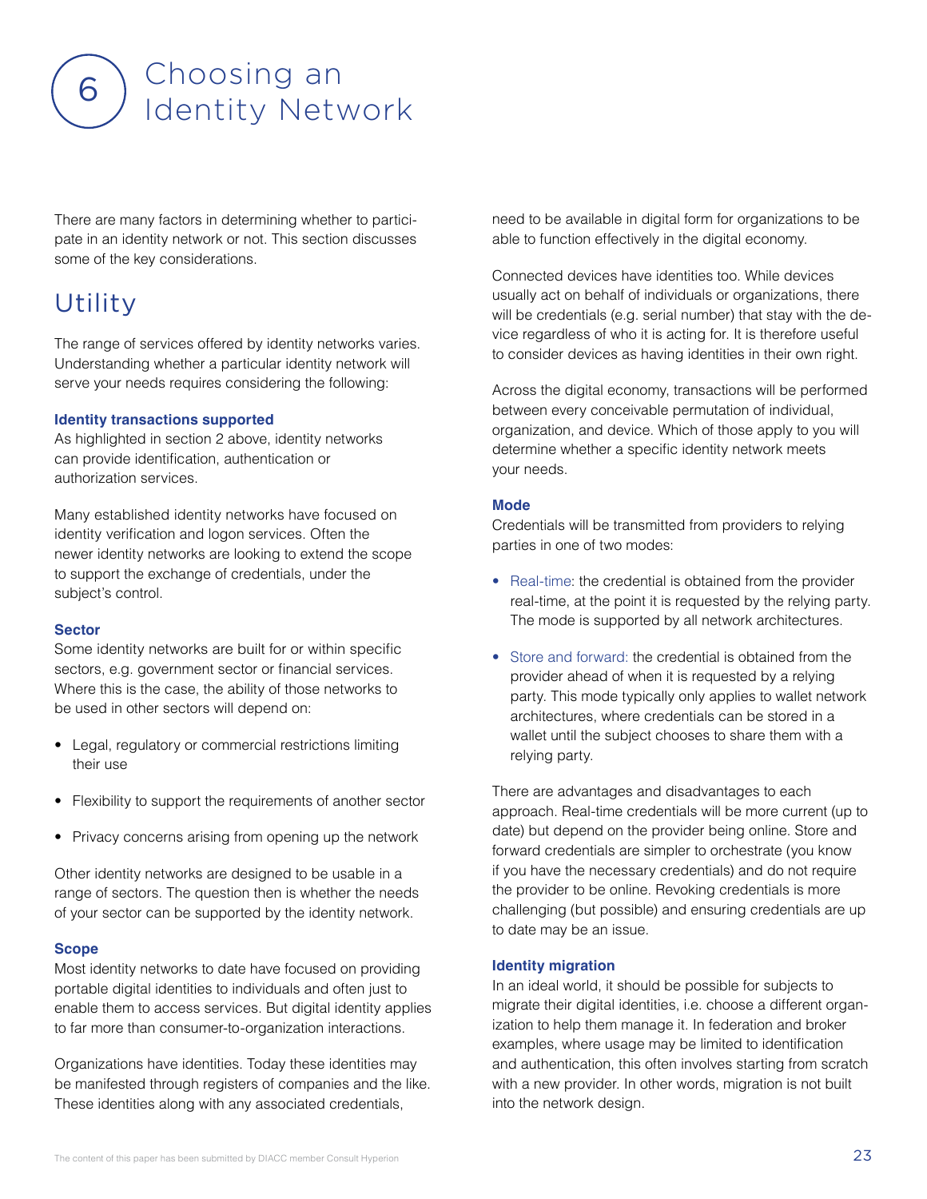# 6 Choosing an Identity Network

There are many factors in determining whether to participate in an identity network or not. This section discusses some of the key considerations.

## Utility

The range of services offered by identity networks varies. Understanding whether a particular identity network will serve your needs requires considering the following:

### Identity transactions supported

As highlighted in section 2 above, identity networks can provide identification, authentication or authorization services.

Many established identity networks have focused on identity verification and logon services. Often the newer identity networks are looking to extend the scope to support the exchange of credentials, under the subject's control.

### Sector

Some identity networks are built for or within specific sectors, e.g. government sector or financial services. Where this is the case, the ability of those networks to be used in other sectors will depend on:

- Legal, regulatory or commercial restrictions limiting their use
- Flexibility to support the requirements of another sector
- Privacy concerns arising from opening up the network

Other identity networks are designed to be usable in a range of sectors. The question then is whether the needs of your sector can be supported by the identity network.

### Scope

Most identity networks to date have focused on providing portable digital identities to individuals and often just to enable them to access services. But digital identity applies to far more than consumer-to-organization interactions.

Organizations have identities. Today these identities may be manifested through registers of companies and the like. These identities along with any associated credentials, need to be available in digital form for organizations to be able to function effectively in the digital economy.

Connected devices have identities too. While devices usually act on behalf of individuals or organizations, there will be credentials (e.g. serial number) that stay with the device regardless of who it is acting for. It is therefore useful to consider devices as having identities in their own right.

Across the digital economy, transactions will be performed between every conceivable permutation of individual, organization, and device. Which of those apply to you will determine whether a specific identity network meets your needs.

### Mode

Credentials will be transmitted from providers to relying parties in one of two modes:

- Real-time: the credential is obtained from the provider real-time, at the point it is requested by the relying party. The mode is supported by all network architectures.
- Store and forward: the credential is obtained from the provider ahead of when it is requested by a relying party. This mode typically only applies to wallet network architectures, where credentials can be stored in a wallet until the subject chooses to share them with a relying party.

There are advantages and disadvantages to each approach. Real-time credentials will be more current (up to date) but depend on the provider being online. Store and forward credentials are simpler to orchestrate (you know if you have the necessary credentials) and do not require the provider to be online. Revoking credentials is more challenging (but possible) and ensuring credentials are up to date may be an issue.

### Identity migration

In an ideal world, it should be possible for subjects to migrate their digital identities, i.e. choose a different organization to help them manage it. In federation and broker examples, where usage may be limited to identification and authentication, this often involves starting from scratch with a new provider. In other words, migration is not built into the network design.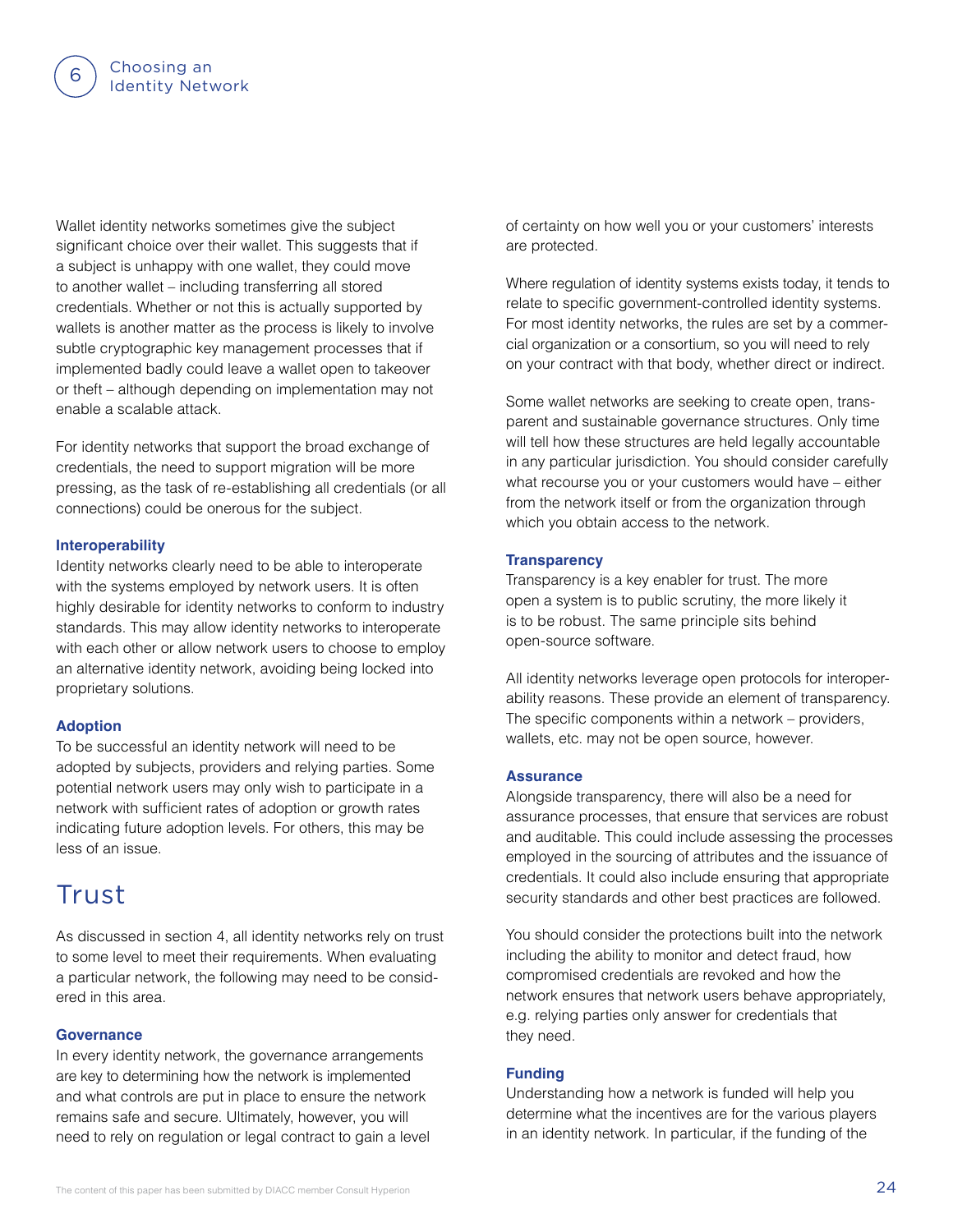Wallet identity networks sometimes give the subject significant choice over their wallet. This suggests that if a subject is unhappy with one wallet, they could move to another wallet – including transferring all stored credentials. Whether or not this is actually supported by wallets is another matter as the process is likely to involve subtle cryptographic key management processes that if implemented badly could leave a wallet open to takeover or theft – although depending on implementation may not enable a scalable attack.

For identity networks that support the broad exchange of credentials, the need to support migration will be more pressing, as the task of re-establishing all credentials (or all connections) could be onerous for the subject.

### Interoperability

Identity networks clearly need to be able to interoperate with the systems employed by network users. It is often highly desirable for identity networks to conform to industry standards. This may allow identity networks to interoperate with each other or allow network users to choose to employ an alternative identity network, avoiding being locked into proprietary solutions.

### Adoption

To be successful an identity network will need to be adopted by subjects, providers and relying parties. Some potential network users may only wish to participate in a network with sufficient rates of adoption or growth rates indicating future adoption levels. For others, this may be less of an issue.

## Trust

As discussed in section 4, all identity networks rely on trust to some level to meet their requirements. When evaluating a particular network, the following may need to be considered in this area.

### Governance

In every identity network, the governance arrangements are key to determining how the network is implemented and what controls are put in place to ensure the network remains safe and secure. Ultimately, however, you will need to rely on regulation or legal contract to gain a level of certainty on how well you or your customers' interests are protected.

Where regulation of identity systems exists today, it tends to relate to specific government-controlled identity systems. For most identity networks, the rules are set by a commercial organization or a consortium, so you will need to rely on your contract with that body, whether direct or indirect.

Some wallet networks are seeking to create open, transparent and sustainable governance structures. Only time will tell how these structures are held legally accountable in any particular jurisdiction. You should consider carefully what recourse you or your customers would have – either from the network itself or from the organization through which you obtain access to the network.

### Transparency

Transparency is a key enabler for trust. The more open a system is to public scrutiny, the more likely it is to be robust. The same principle sits behind open-source software.

All identity networks leverage open protocols for interoperability reasons. These provide an element of transparency. The specific components within a network – providers, wallets, etc. may not be open source, however.

### Assurance

Alongside transparency, there will also be a need for assurance processes, that ensure that services are robust and auditable. This could include assessing the processes employed in the sourcing of attributes and the issuance of credentials. It could also include ensuring that appropriate security standards and other best practices are followed.

You should consider the protections built into the network including the ability to monitor and detect fraud, how compromised credentials are revoked and how the network ensures that network users behave appropriately, e.g. relying parties only answer for credentials that they need.

### Funding

Understanding how a network is funded will help you determine what the incentives are for the various players in an identity network. In particular, if the funding of the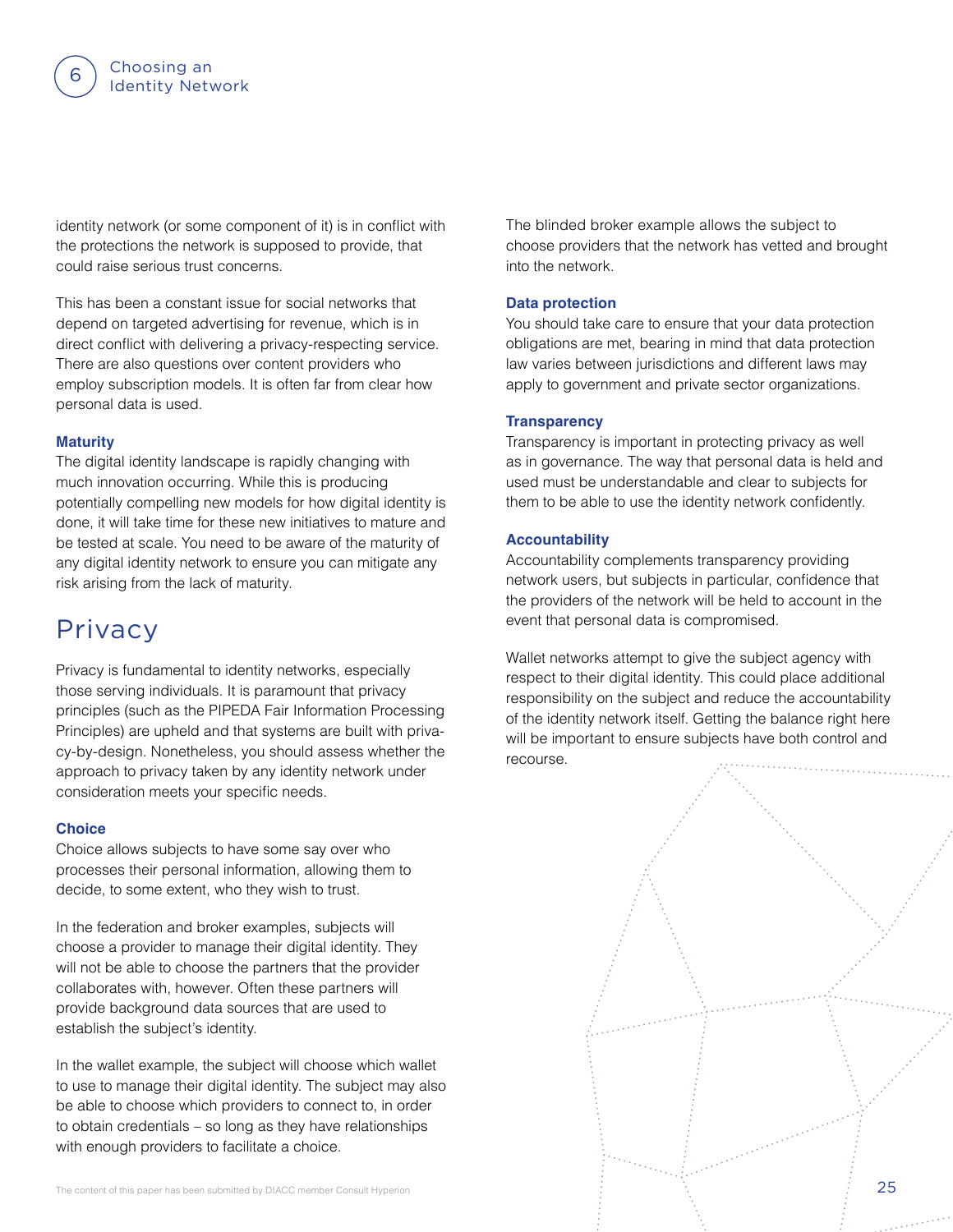identity network (or some component of it) is in conflict with the protections the network is supposed to provide, that could raise serious trust concerns.

This has been a constant issue for social networks that depend on targeted advertising for revenue, which is in direct conflict with delivering a privacy-respecting service. There are also questions over content providers who employ subscription models. It is often far from clear how personal data is used.

**Maturity**
The digital identity landscape is rapidly changing with much innovation occurring. While this is producing potentially compelling new models for how digital identity is done, it will take time for these new initiatives to mature and be tested at scale. You need to be aware of the maturity of any digital identity network to ensure you can mitigate any risk arising from the lack of maturity.

## Privacy

Privacy is fundamental to identity networks, especially those serving individuals. It is paramount that privacy principles (such as the PIPEDA Fair Information Processing Principles) are upheld and that systems are built with privacy-by-design. Nonetheless, you should assess whether the approach to privacy taken by any identity network under consideration meets your specific needs.

**Choice**
Choice allows subjects to have some say over who processes their personal information, allowing them to decide, to some extent, who they wish to trust.

In the federation and broker examples, subjects will choose a provider to manage their digital identity. They will not be able to choose the partners that the provider collaborates with, however. Often these partners will provide background data sources that are used to establish the subject's identity.

In the wallet example, the subject will choose which wallet to use to manage their digital identity. The subject may also be able to choose which providers to connect to, in order to obtain credentials – so long as they have relationships with enough providers to facilitate a choice.

The blinded broker example allows the subject to choose providers that the network has vetted and brought into the network.

**Data protection**
You should take care to ensure that your data protection obligations are met, bearing in mind that data protection law varies between jurisdictions and different laws may apply to government and private sector organizations.

**Transparency**
Transparency is important in protecting privacy as well as in governance. The way that personal data is held and used must be understandable and clear to subjects for them to be able to use the identity network confidently.

**Accountability**
Accountability complements transparency providing network users, but subjects in particular, confidence that the providers of the network will be held to account in the event that personal data is compromised.

Wallet networks attempt to give the subject agency with respect to their digital identity. This could place additional responsibility on the subject and reduce the accountability of the identity network itself. Getting the balance right here will be important to ensure subjects have both control and recourse.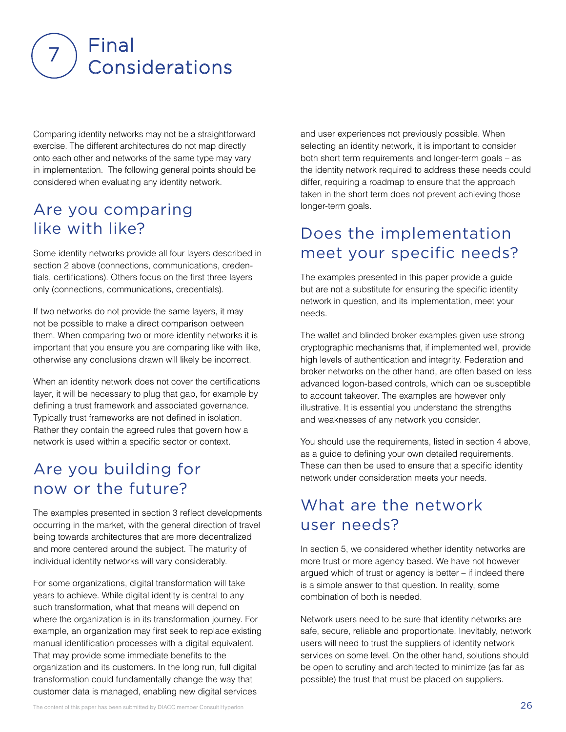# 7 Final Considerations

Comparing identity networks may not be a straightforward exercise. The different architectures do not map directly onto each other and networks of the same type may vary in implementation. The following general points should be considered when evaluating any identity network.

## Are you comparing like with like?

Some identity networks provide all four layers described in section 2 above (connections, communications, credentials, certifications). Others focus on the first three layers only (connections, communications, credentials).

If two networks do not provide the same layers, it may not be possible to make a direct comparison between them. When comparing two or more identity networks it is important that you ensure you are comparing like with like, otherwise any conclusions drawn will likely be incorrect.

When an identity network does not cover the certifications layer, it will be necessary to plug that gap, for example by defining a trust framework and associated governance. Typically trust frameworks are not defined in isolation. Rather they contain the agreed rules that govern how a network is used within a specific sector or context.

## Are you building for now or the future?

The examples presented in section 3 reflect developments occurring in the market, with the general direction of travel being towards architectures that are more decentralized and more centered around the subject. The maturity of individual identity networks will vary considerably.

For some organizations, digital transformation will take years to achieve. While digital identity is central to any such transformation, what that means will depend on where the organization is in its transformation journey. For example, an organization may first seek to replace existing manual identification processes with a digital equivalent. That may provide some immediate benefits to the organization and its customers. In the long run, full digital transformation could fundamentally change the way that customer data is managed, enabling new digital services and user experiences not previously possible. When selecting an identity network, it is important to consider both short term requirements and longer-term goals – as the identity network required to address these needs could differ, requiring a roadmap to ensure that the approach taken in the short term does not prevent achieving those longer-term goals.

## Does the implementation meet your specific needs?

The examples presented in this paper provide a guide but are not a substitute for ensuring the specific identity network in question, and its implementation, meet your needs.

The wallet and blinded broker examples given use strong cryptographic mechanisms that, if implemented well, provide high levels of authentication and integrity. Federation and broker networks on the other hand, are often based on less advanced logon-based controls, which can be susceptible to account takeover. The examples are however only illustrative. It is essential you understand the strengths and weaknesses of any network you consider.

You should use the requirements, listed in section 4 above, as a guide to defining your own detailed requirements. These can then be used to ensure that a specific identity network under consideration meets your needs.

## What are the network user needs?

In section 5, we considered whether identity networks are more trust or more agency based. We have not however argued which of trust or agency is better – if indeed there is a simple answer to that question. In reality, some combination of both is needed.

Network users need to be sure that identity networks are safe, secure, reliable and proportionate. Inevitably, network users will need to trust the suppliers of identity network services on some level. On the other hand, solutions should be open to scrutiny and architected to minimize (as far as possible) the trust that must be placed on suppliers.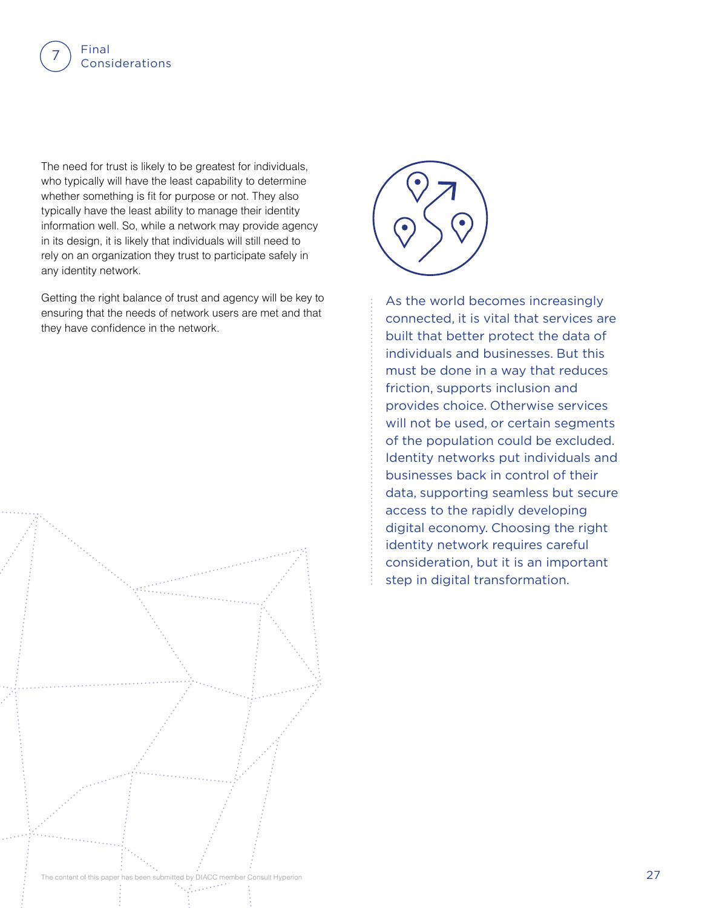The need for trust is likely to be greatest for individuals, who typically will have the least capability to determine whether something is fit for purpose or not. They also typically have the least ability to manage their identity information well. So, while a network may provide agency in its design, it is likely that individuals will still need to rely on an organization they trust to participate safely in any identity network.

Getting the right balance of trust and agency will be key to ensuring that the needs of network users are met and that they have confidence in the network.

As the world becomes increasingly connected, it is vital that services are built that better protect the data of individuals and businesses. But this must be done in a way that reduces friction, supports inclusion and provides choice. Otherwise services will not be used, or certain segments of the population could be excluded. Identity networks put individuals and businesses back in control of their data, supporting seamless but secure access to the rapidly developing digital economy. Choosing the right identity network requires careful consideration, but it is an important step in digital transformation.

The content of this paper has been submitted by DIACC member Consult Hyperion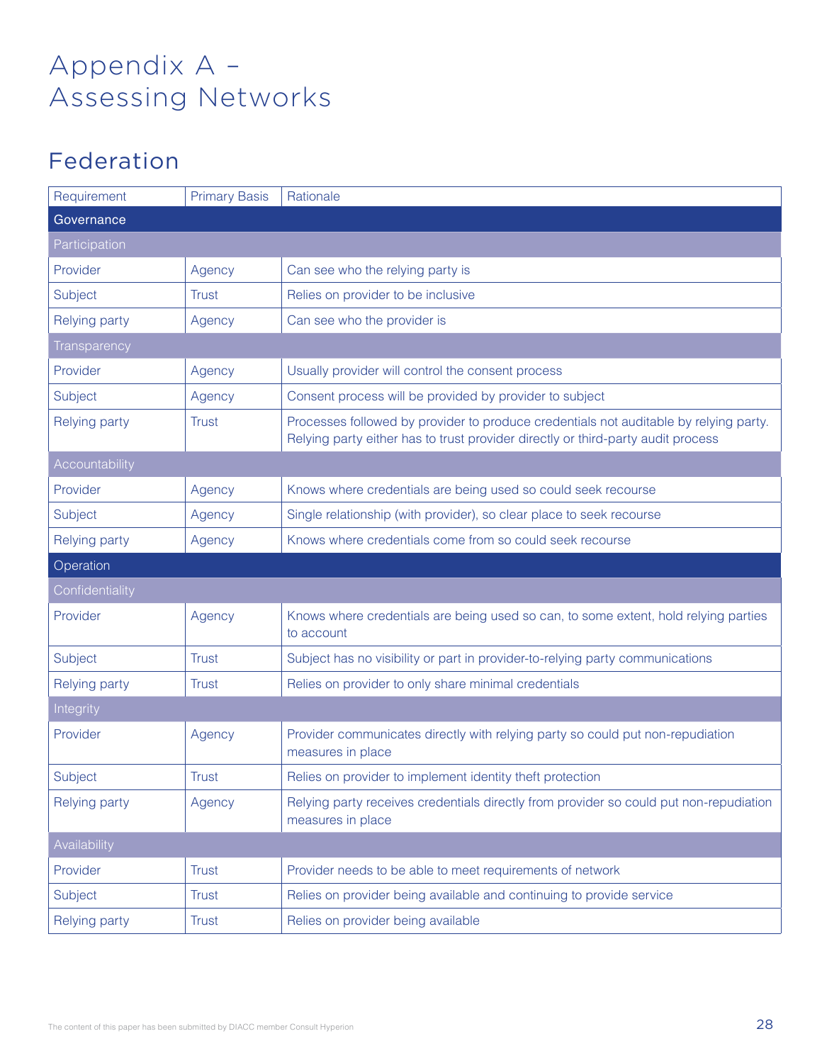# Appendix A – Assessing Networks

## Federation

| Requirement | Primary Basis | Rationale |
|---|---|---|
| **Governance** | | |
| *Participation* | | |
| Provider | Agency | Can see who the relying party is |
| Subject | Trust | Relies on provider to be inclusive |
| Relying party | Agency | Can see who the provider is |
| *Transparency* | | |
| Provider | Agency | Usually provider will control the consent process |
| Subject | Agency | Consent process will be provided by provider to subject |
| Relying party | Trust | Processes followed by provider to produce credentials not auditable by relying party. Relying party either has to trust provider directly or third-party audit process |
| *Accountability* | | |
| Provider | Agency | Knows where credentials are being used so could seek recourse |
| Subject | Agency | Single relationship (with provider), so clear place to seek recourse |
| Relying party | Agency | Knows where credentials come from so could seek recourse |
| **Operation** | | |
| *Confidentiality* | | |
| Provider | Agency | Knows where credentials are being used so can, to some extent, hold relying parties to account |
| Subject | Trust | Subject has no visibility or part in provider-to-relying party communications |
| Relying party | Trust | Relies on provider to only share minimal credentials |
| *Integrity* | | |
| Provider | Agency | Provider communicates directly with relying party so could put non-repudiation measures in place |
| Subject | Trust | Relies on provider to implement identity theft protection |
| Relying party | Agency | Relying party receives credentials directly from provider so could put non-repudiation measures in place |
| *Availability* | | |
| Provider | Trust | Provider needs to be able to meet requirements of network |
| Subject | Trust | Relies on provider being available and continuing to provide service |
| Relying party | Trust | Relies on provider being available |

The content of this paper has been submitted by DIACC member Consult Hyperion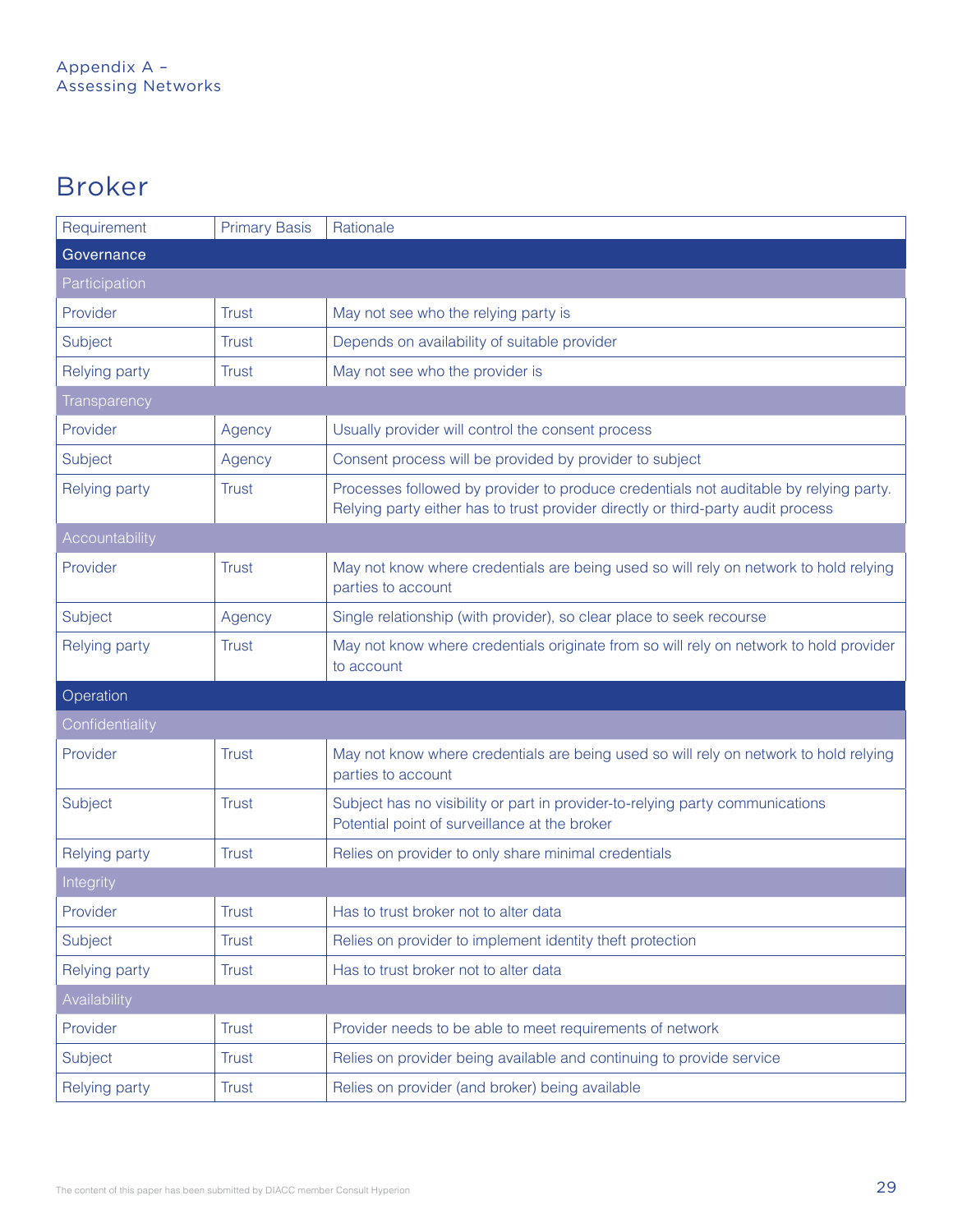Appendix A – Assessing Networks

# Broker

| Requirement | Primary Basis | Rationale |
|---|---|---|
| **Governance** | | |
| *Participation* | | |
| Provider | Trust | May not see who the relying party is |
| Subject | Trust | Depends on availability of suitable provider |
| Relying party | Trust | May not see who the provider is |
| *Transparency* | | |
| Provider | Agency | Usually provider will control the consent process |
| Subject | Agency | Consent process will be provided by provider to subject |
| Relying party | Trust | Processes followed by provider to produce credentials not auditable by relying party. Relying party either has to trust provider directly or third-party audit process |
| *Accountability* | | |
| Provider | Trust | May not know where credentials are being used so will rely on network to hold relying parties to account |
| Subject | Agency | Single relationship (with provider), so clear place to seek recourse |
| Relying party | Trust | May not know where credentials originate from so will rely on network to hold provider to account |
| **Operation** | | |
| *Confidentiality* | | |
| Provider | Trust | May not know where credentials are being used so will rely on network to hold relying parties to account |
| Subject | Trust | Subject has no visibility or part in provider-to-relying party communications Potential point of surveillance at the broker |
| Relying party | Trust | Relies on provider to only share minimal credentials |
| *Integrity* | | |
| Provider | Trust | Has to trust broker not to alter data |
| Subject | Trust | Relies on provider to implement identity theft protection |
| Relying party | Trust | Has to trust broker not to alter data |
| *Availability* | | |
| Provider | Trust | Provider needs to be able to meet requirements of network |
| Subject | Trust | Relies on provider being available and continuing to provide service |
| Relying party | Trust | Relies on provider (and broker) being available |

The content of this paper has been submitted by DIACC member Consult Hyperion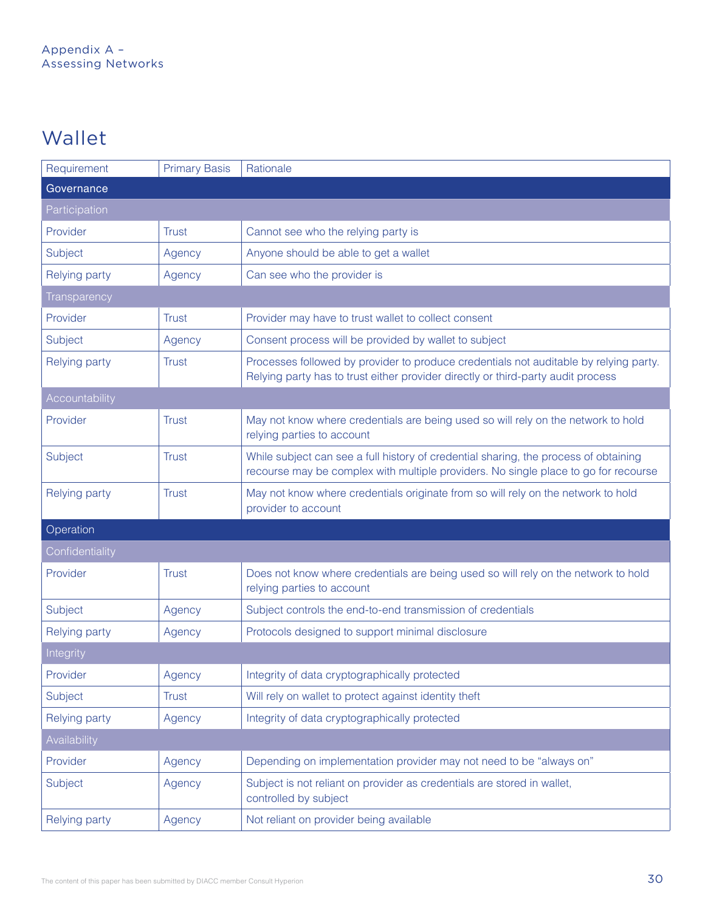Appendix A – Assessing Networks

## Wallet

| Requirement | Primary Basis | Rationale |
|---|---|---|
| **Governance** | | |
| *Participation* | | |
| Provider | Trust | Cannot see who the relying party is |
| Subject | Agency | Anyone should be able to get a wallet |
| Relying party | Agency | Can see who the provider is |
| *Transparency* | | |
| Provider | Trust | Provider may have to trust wallet to collect consent |
| Subject | Agency | Consent process will be provided by wallet to subject |
| Relying party | Trust | Processes followed by provider to produce credentials not auditable by relying party. Relying party has to trust either provider directly or third-party audit process |
| *Accountability* | | |
| Provider | Trust | May not know where credentials are being used so will rely on the network to hold relying parties to account |
| Subject | Trust | While subject can see a full history of credential sharing, the process of obtaining recourse may be complex with multiple providers. No single place to go for recourse |
| Relying party | Trust | May not know where credentials originate from so will rely on the network to hold provider to account |
| **Operation** | | |
| *Confidentiality* | | |
| Provider | Trust | Does not know where credentials are being used so will rely on the network to hold relying parties to account |
| Subject | Agency | Subject controls the end-to-end transmission of credentials |
| Relying party | Agency | Protocols designed to support minimal disclosure |
| *Integrity* | | |
| Provider | Agency | Integrity of data cryptographically protected |
| Subject | Trust | Will rely on wallet to protect against identity theft |
| Relying party | Agency | Integrity of data cryptographically protected |
| *Availability* | | |
| Provider | Agency | Depending on implementation provider may not need to be "always on" |
| Subject | Agency | Subject is not reliant on provider as credentials are stored in wallet, controlled by subject |
| Relying party | Agency | Not reliant on provider being available |

The content of this paper has been submitted by DIACC member Consult Hyperion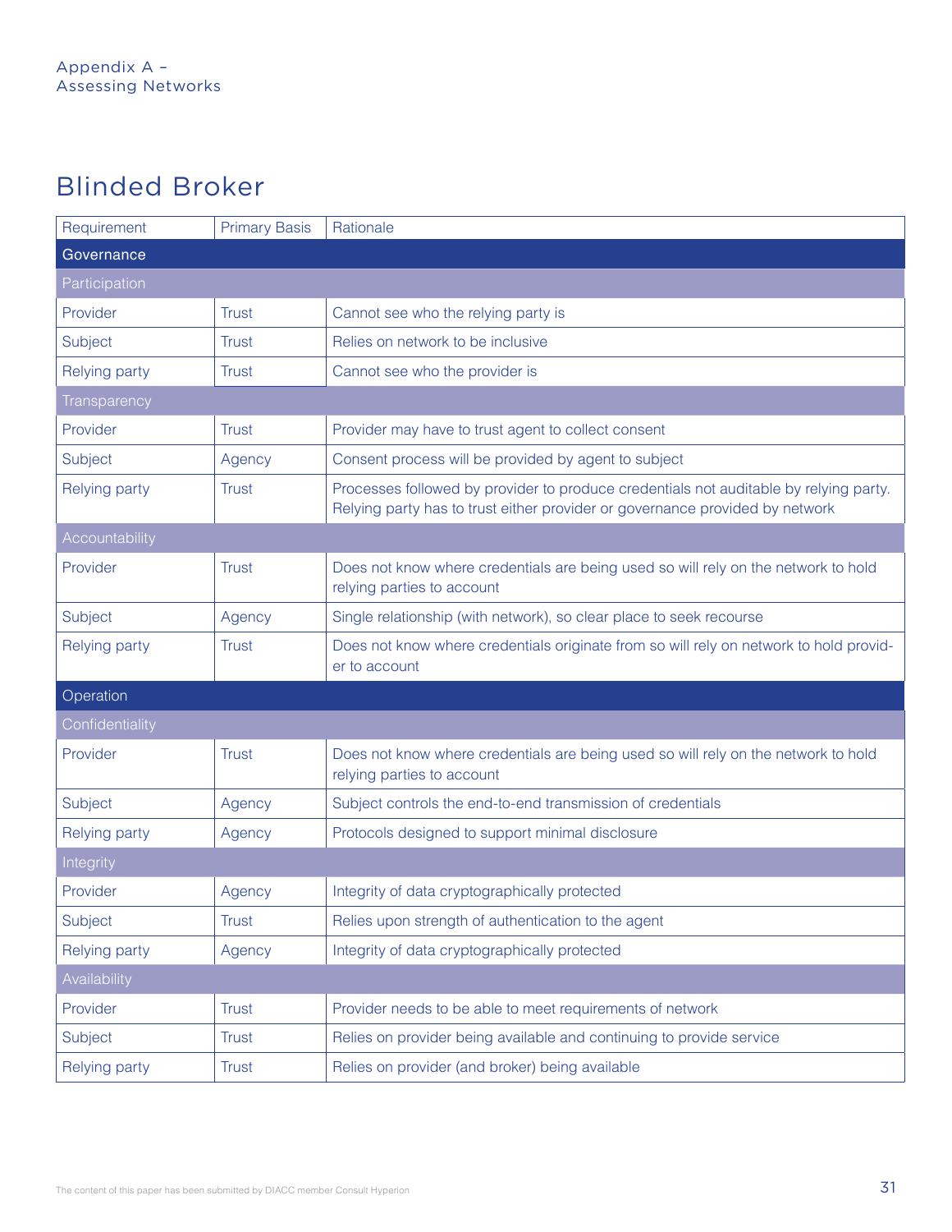# Blinded Broker

| Requirement | Primary Basis | Rationale |
|---|---|---|
| **Governance** | | |
| *Participation* | | |
| Provider | Trust | Cannot see who the relying party is |
| Subject | Trust | Relies on network to be inclusive |
| Relying party | Trust | Cannot see who the provider is |
| *Transparency* | | |
| Provider | Trust | Provider may have to trust agent to collect consent |
| Subject | Agency | Consent process will be provided by agent to subject |
| Relying party | Trust | Processes followed by provider to produce credentials not auditable by relying party. Relying party has to trust either provider or governance provided by network |
| *Accountability* | | |
| Provider | Trust | Does not know where credentials are being used so will rely on the network to hold relying parties to account |
| Subject | Agency | Single relationship (with network), so clear place to seek recourse |
| Relying party | Trust | Does not know where credentials originate from so will rely on network to hold provider to account |
| **Operation** | | |
| *Confidentiality* | | |
| Provider | Trust | Does not know where credentials are being used so will rely on the network to hold relying parties to account |
| Subject | Agency | Subject controls the end-to-end transmission of credentials |
| Relying party | Agency | Protocols designed to support minimal disclosure |
| *Integrity* | | |
| Provider | Agency | Integrity of data cryptographically protected |
| Subject | Trust | Relies upon strength of authentication to the agent |
| Relying party | Agency | Integrity of data cryptographically protected |
| *Availability* | | |
| Provider | Trust | Provider needs to be able to meet requirements of network |
| Subject | Trust | Relies on provider being available and continuing to provide service |
| Relying party | Trust | Relies on provider (and broker) being available |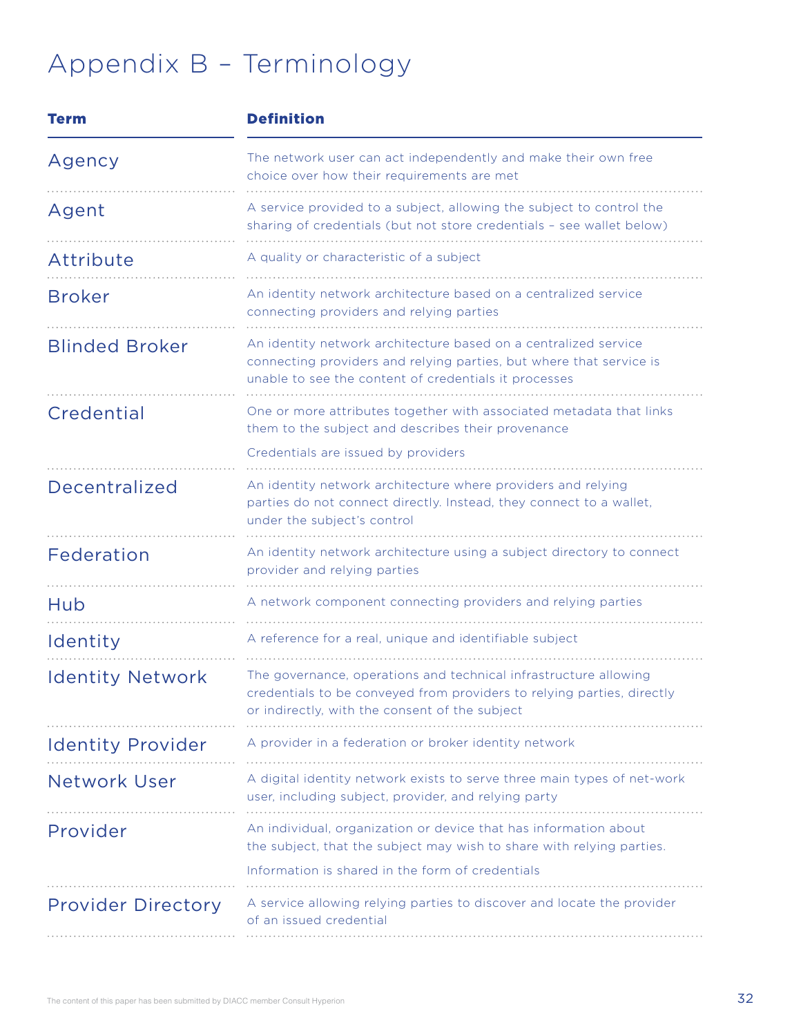# Appendix B – Terminology

| Term | Definition |
| --- | --- |
| Agency | The network user can act independently and make their own free choice over how their requirements are met |
| Agent | A service provided to a subject, allowing the subject to control the sharing of credentials (but not store credentials – see wallet below) |
| Attribute | A quality or characteristic of a subject |
| Broker | An identity network architecture based on a centralized service connecting providers and relying parties |
| Blinded Broker | An identity network architecture based on a centralized service connecting providers and relying parties, but where that service is unable to see the content of credentials it processes |
| Credential | One or more attributes together with associated metadata that links them to the subject and describes their provenance<br><br>Credentials are issued by providers |
| Decentralized | An identity network architecture where providers and relying parties do not connect directly. Instead, they connect to a wallet, under the subject's control |
| Federation | An identity network architecture using a subject directory to connect provider and relying parties |
| Hub | A network component connecting providers and relying parties |
| Identity | A reference for a real, unique and identifiable subject |
| Identity Network | The governance, operations and technical infrastructure allowing credentials to be conveyed from providers to relying parties, directly or indirectly, with the consent of the subject |
| Identity Provider | A provider in a federation or broker identity network |
| Network User | A digital identity network exists to serve three main types of net-work user, including subject, provider, and relying party |
| Provider | An individual, organization or device that has information about the subject, that the subject may wish to share with relying parties.<br><br>Information is shared in the form of credentials |
| Provider Directory | A service allowing relying parties to discover and locate the provider of an issued credential |

The content of this paper has been submitted by DIACC member Consult Hyperion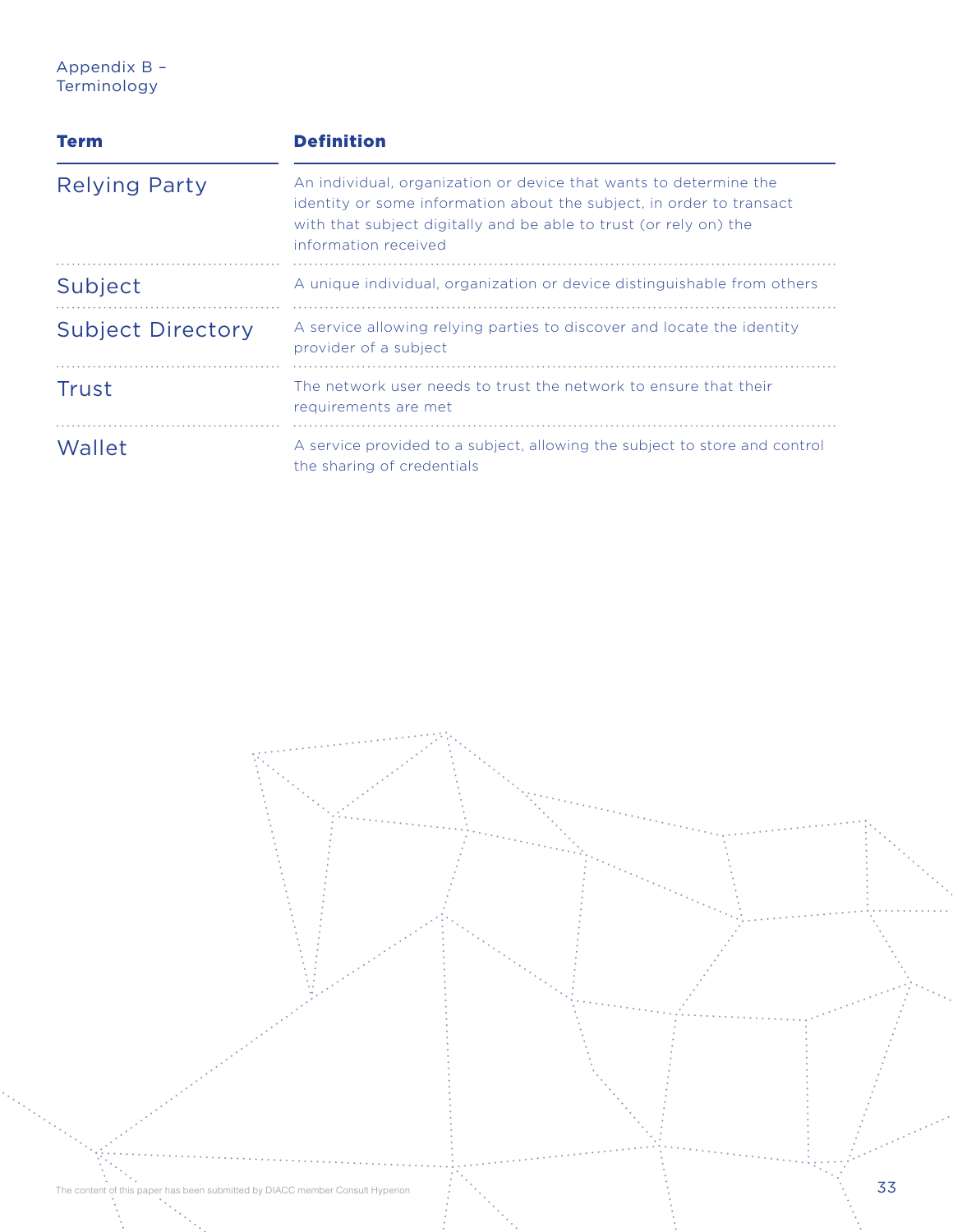## Appendix B – Terminology

| Term | Definition |
| --- | --- |
| Relying Party | An individual, organization or device that wants to determine the identity or some information about the subject, in order to transact with that subject digitally and be able to trust (or rely on) the information received |
| Subject | A unique individual, organization or device distinguishable from others |
| Subject Directory | A service allowing relying parties to discover and locate the identity provider of a subject |
| Trust | The network user needs to trust the network to ensure that their requirements are met |
| Wallet | A service provided to a subject, allowing the subject to store and control the sharing of credentials |

The content of this paper has been submitted by DIACC member Consult Hyperion